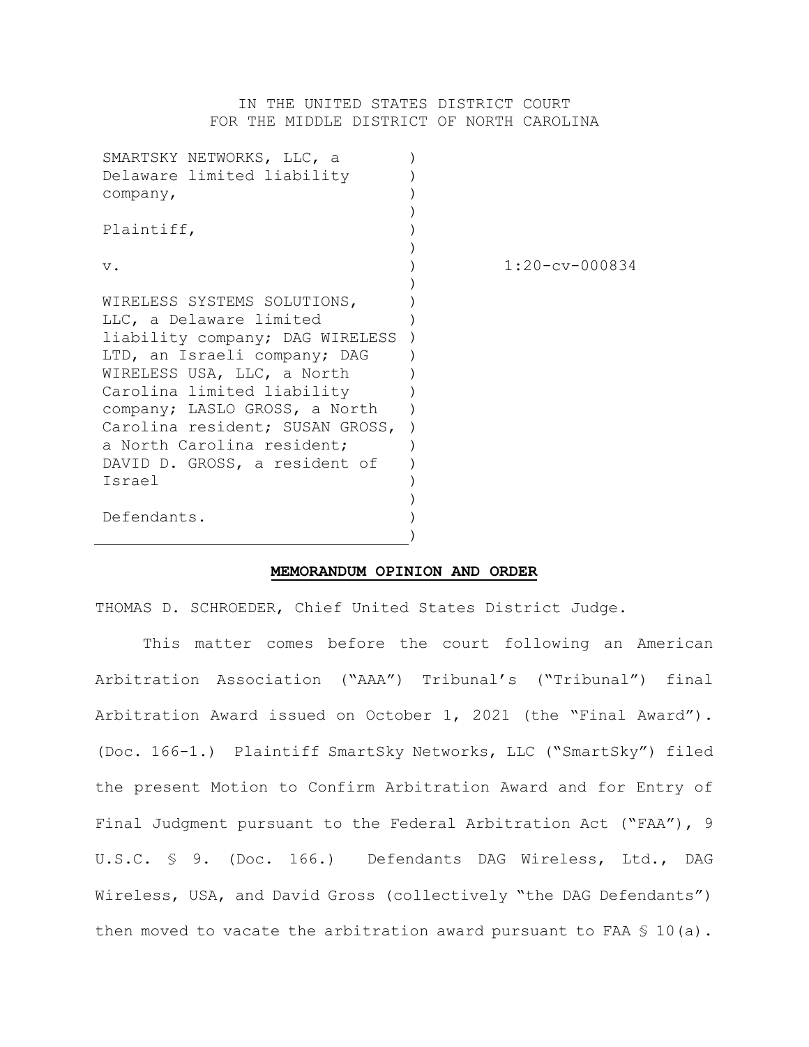IN THE UNITED STATES DISTRICT COURT
FOR THE MIDDLE DISTRICT OF NORTH CAROLINA

| | | |
|---|---|---|
| SMARTSKY NETWORKS, LLC, a Delaware limited liability company,<br><br>Plaintiff,<br><br>v.<br><br>WIRELESS SYSTEMS SOLUTIONS, LLC, a Delaware limited liability company; DAG WIRELESS LTD, an Israeli company; DAG WIRELESS USA, LLC, a North Carolina limited liability company; LASLO GROSS, a North Carolina resident; SUSAN GROSS, a North Carolina resident; DAVID D. GROSS, a resident of Israel<br><br>Defendants. | ) | 1:20-cv-000834 |

**MEMORANDUM OPINION AND ORDER**

THOMAS D. SCHROEDER, Chief United States District Judge.

This matter comes before the court following an American Arbitration Association ("AAA") Tribunal's ("Tribunal") final Arbitration Award issued on October 1, 2021 (the "Final Award"). (Doc. 166-1.) Plaintiff SmartSky Networks, LLC ("SmartSky") filed the present Motion to Confirm Arbitration Award and for Entry of Final Judgment pursuant to the Federal Arbitration Act ("FAA"), 9 U.S.C. § 9. (Doc. 166.) Defendants DAG Wireless, Ltd., DAG Wireless, USA, and David Gross (collectively "the DAG Defendants") then moved to vacate the arbitration award pursuant to FAA § 10(a).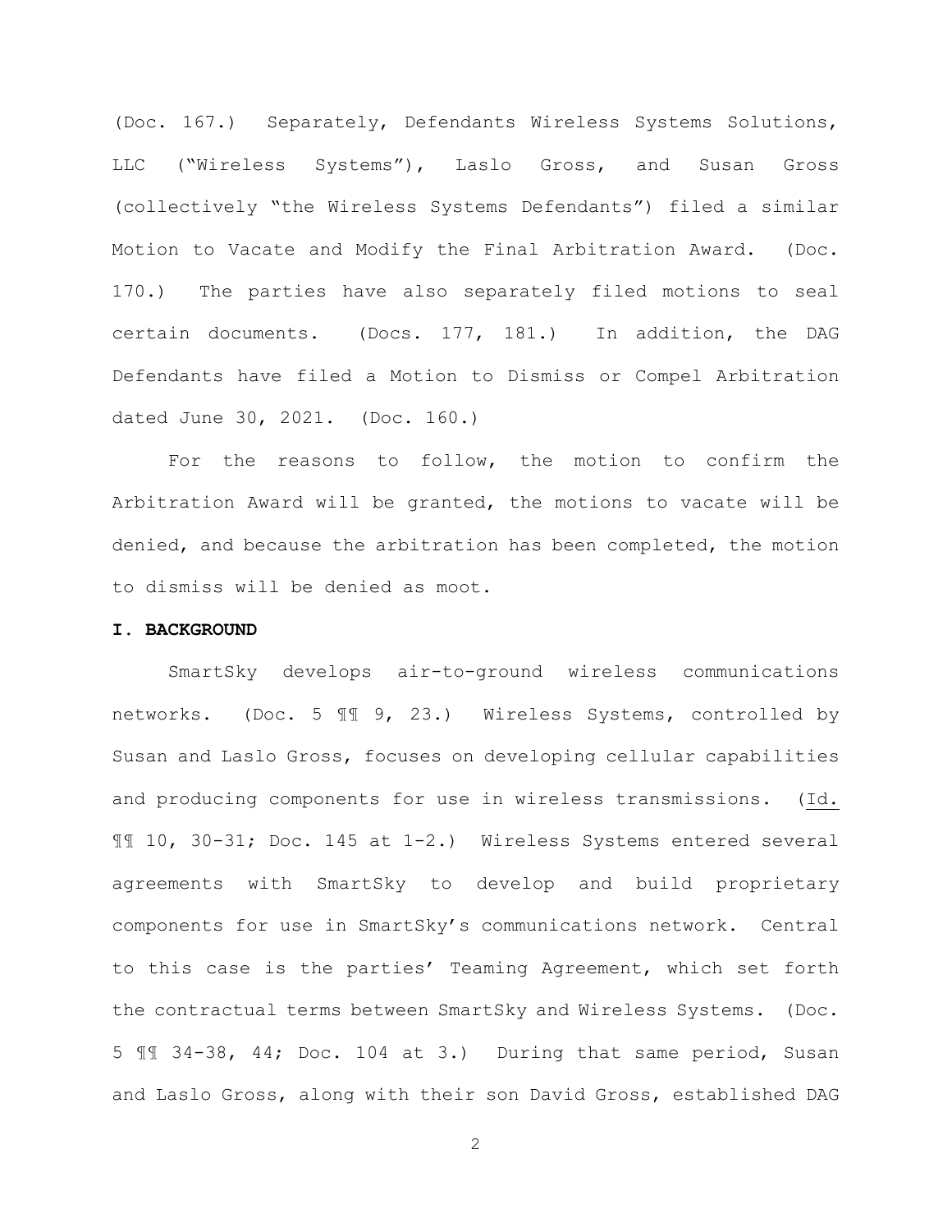(Doc. 167.) Separately, Defendants Wireless Systems Solutions, LLC ("Wireless Systems"), Laslo Gross, and Susan Gross (collectively "the Wireless Systems Defendants") filed a similar Motion to Vacate and Modify the Final Arbitration Award. (Doc. 170.) The parties have also separately filed motions to seal certain documents. (Docs. 177, 181.) In addition, the DAG Defendants have filed a Motion to Dismiss or Compel Arbitration dated June 30, 2021. (Doc. 160.)

For the reasons to follow, the motion to confirm the Arbitration Award will be granted, the motions to vacate will be denied, and because the arbitration has been completed, the motion to dismiss will be denied as moot.

## I. BACKGROUND

SmartSky develops air-to-ground wireless communications networks. (Doc. 5 ¶¶ 9, 23.) Wireless Systems, controlled by Susan and Laslo Gross, focuses on developing cellular capabilities and producing components for use in wireless transmissions. (Id. ¶¶ 10, 30-31; Doc. 145 at 1-2.) Wireless Systems entered several agreements with SmartSky to develop and build proprietary components for use in SmartSky's communications network. Central to this case is the parties' Teaming Agreement, which set forth the contractual terms between SmartSky and Wireless Systems. (Doc. 5 ¶¶ 34-38, 44; Doc. 104 at 3.) During that same period, Susan and Laslo Gross, along with their son David Gross, established DAG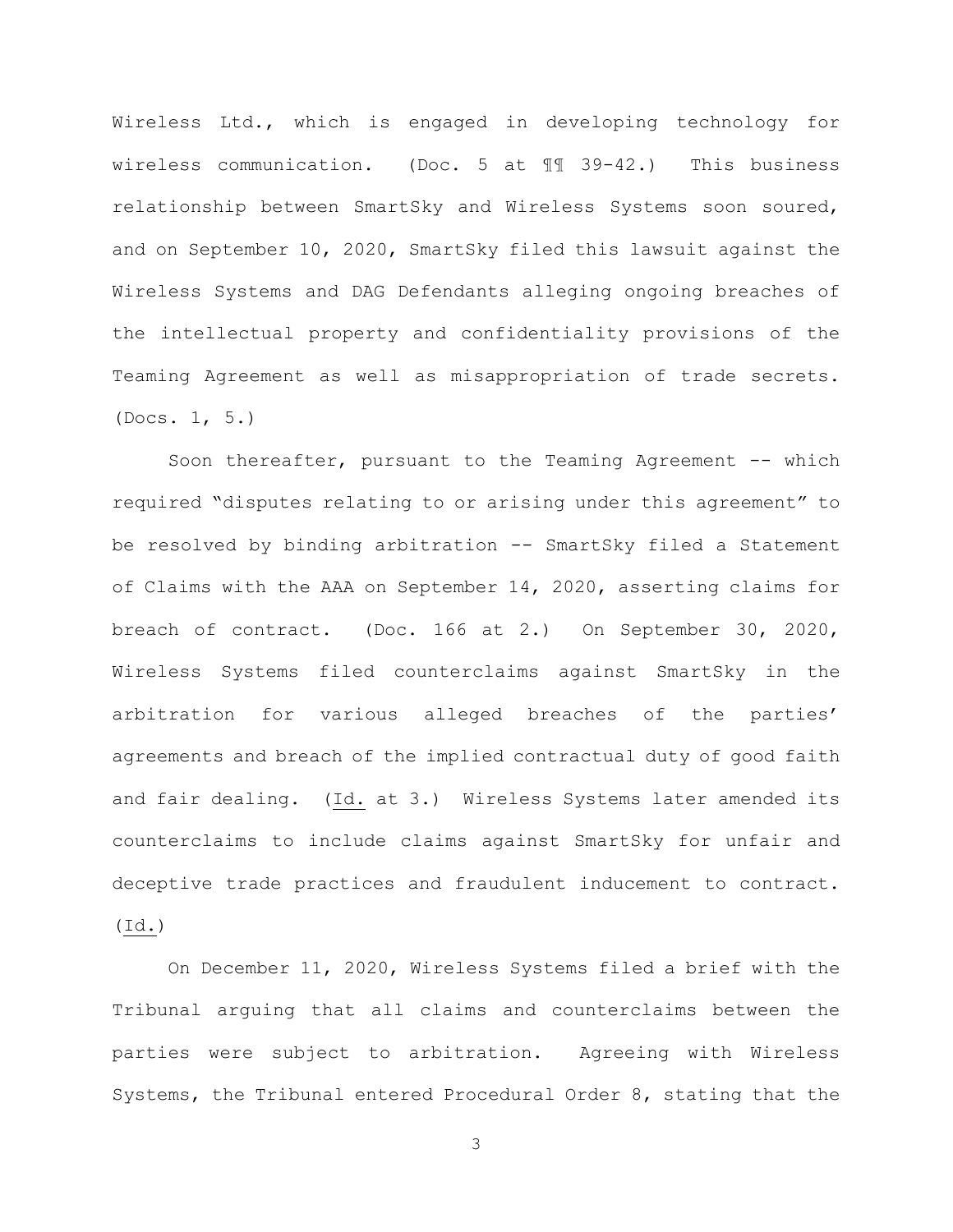Wireless Ltd., which is engaged in developing technology for wireless communication. (Doc. 5 at ¶¶ 39-42.) This business relationship between SmartSky and Wireless Systems soon soured, and on September 10, 2020, SmartSky filed this lawsuit against the Wireless Systems and DAG Defendants alleging ongoing breaches of the intellectual property and confidentiality provisions of the Teaming Agreement as well as misappropriation of trade secrets. (Docs. 1, 5.)

Soon thereafter, pursuant to the Teaming Agreement -- which required "disputes relating to or arising under this agreement" to be resolved by binding arbitration -- SmartSky filed a Statement of Claims with the AAA on September 14, 2020, asserting claims for breach of contract. (Doc. 166 at 2.) On September 30, 2020, Wireless Systems filed counterclaims against SmartSky in the arbitration for various alleged breaches of the parties' agreements and breach of the implied contractual duty of good faith and fair dealing. (Id. at 3.) Wireless Systems later amended its counterclaims to include claims against SmartSky for unfair and deceptive trade practices and fraudulent inducement to contract. (Id.)

On December 11, 2020, Wireless Systems filed a brief with the Tribunal arguing that all claims and counterclaims between the parties were subject to arbitration. Agreeing with Wireless Systems, the Tribunal entered Procedural Order 8, stating that the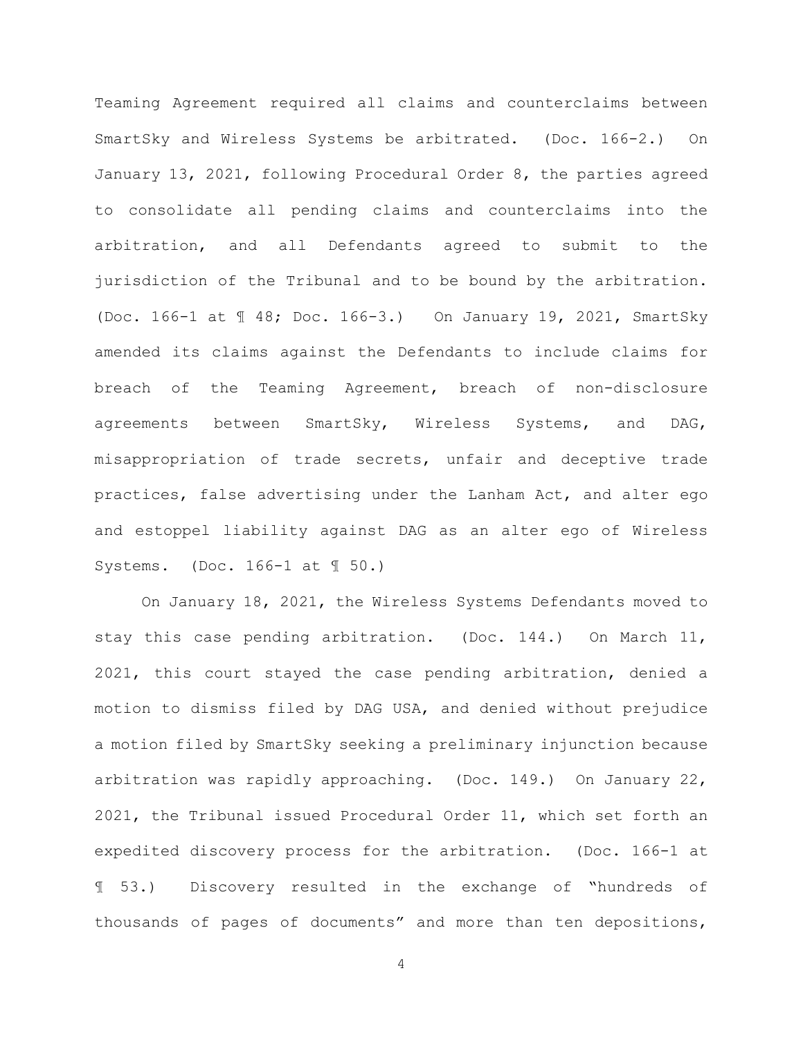Teaming Agreement required all claims and counterclaims between SmartSky and Wireless Systems be arbitrated. (Doc. 166-2.) On January 13, 2021, following Procedural Order 8, the parties agreed to consolidate all pending claims and counterclaims into the arbitration, and all Defendants agreed to submit to the jurisdiction of the Tribunal and to be bound by the arbitration. (Doc. 166-1 at ¶ 48; Doc. 166-3.) On January 19, 2021, SmartSky amended its claims against the Defendants to include claims for breach of the Teaming Agreement, breach of non-disclosure agreements between SmartSky, Wireless Systems, and DAG, misappropriation of trade secrets, unfair and deceptive trade practices, false advertising under the Lanham Act, and alter ego and estoppel liability against DAG as an alter ego of Wireless Systems. (Doc. 166-1 at ¶ 50.)

On January 18, 2021, the Wireless Systems Defendants moved to stay this case pending arbitration. (Doc. 144.) On March 11, 2021, this court stayed the case pending arbitration, denied a motion to dismiss filed by DAG USA, and denied without prejudice a motion filed by SmartSky seeking a preliminary injunction because arbitration was rapidly approaching. (Doc. 149.) On January 22, 2021, the Tribunal issued Procedural Order 11, which set forth an expedited discovery process for the arbitration. (Doc. 166-1 at ¶ 53.) Discovery resulted in the exchange of "hundreds of thousands of pages of documents" and more than ten depositions,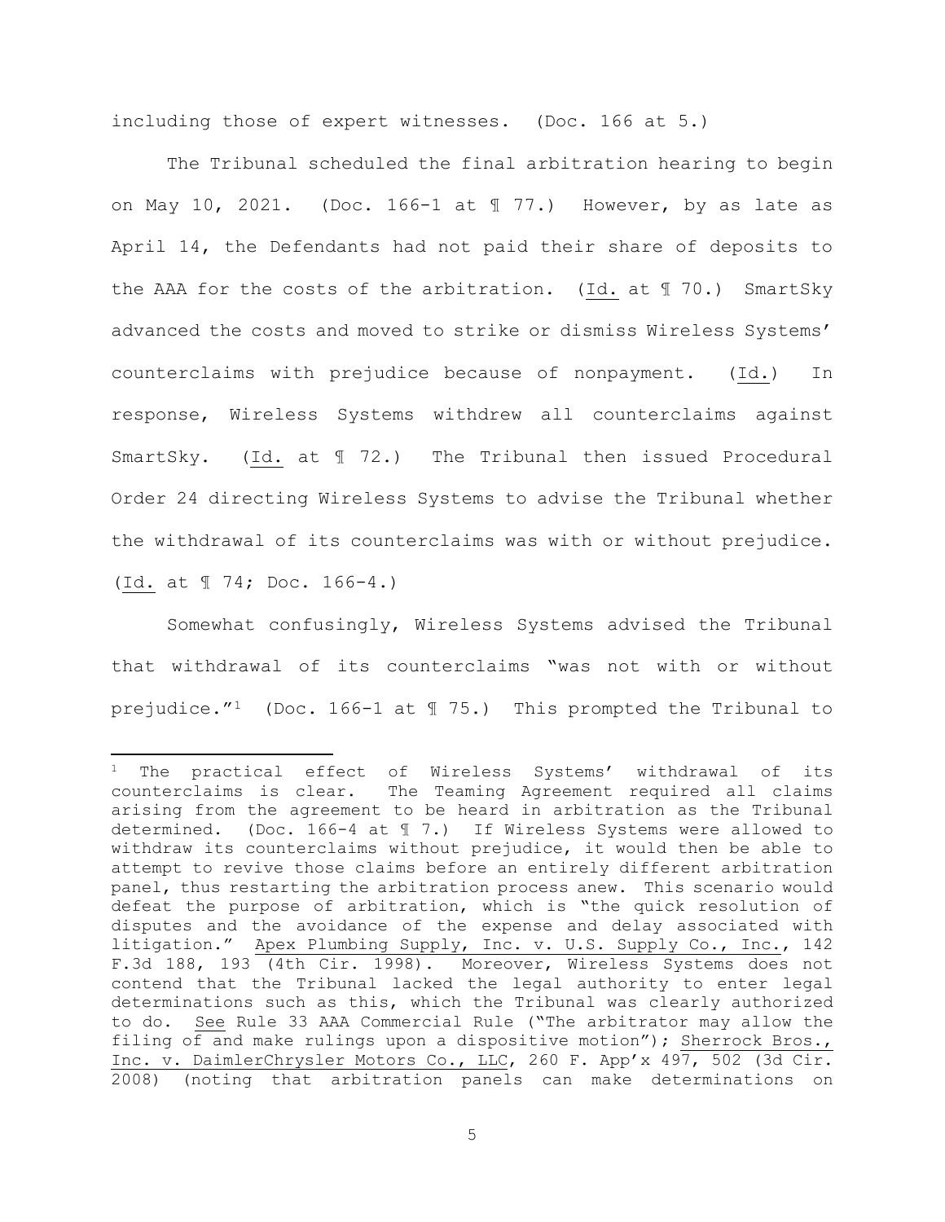including those of expert witnesses. (Doc. 166 at 5.)

The Tribunal scheduled the final arbitration hearing to begin on May 10, 2021. (Doc. 166-1 at ¶ 77.) However, by as late as April 14, the Defendants had not paid their share of deposits to the AAA for the costs of the arbitration. (Id. at ¶ 70.) SmartSky advanced the costs and moved to strike or dismiss Wireless Systems' counterclaims with prejudice because of nonpayment. (Id.) In response, Wireless Systems withdrew all counterclaims against SmartSky. (Id. at ¶ 72.) The Tribunal then issued Procedural Order 24 directing Wireless Systems to advise the Tribunal whether the withdrawal of its counterclaims was with or without prejudice. (Id. at ¶ 74; Doc. 166-4.)

Somewhat confusingly, Wireless Systems advised the Tribunal that withdrawal of its counterclaims "was not with or without prejudice."[1] (Doc. 166-1 at ¶ 75.) This prompted the Tribunal to

---

[1] The practical effect of Wireless Systems' withdrawal of its counterclaims is clear. The Teaming Agreement required all claims arising from the agreement to be heard in arbitration as the Tribunal determined. (Doc. 166-4 at ¶ 7.) If Wireless Systems were allowed to withdraw its counterclaims without prejudice, it would then be able to attempt to revive those claims before an entirely different arbitration panel, thus restarting the arbitration process anew. This scenario would defeat the purpose of arbitration, which is "the quick resolution of disputes and the avoidance of the expense and delay associated with litigation." Apex Plumbing Supply, Inc. v. U.S. Supply Co., Inc., 142 F.3d 188, 193 (4th Cir. 1998). Moreover, Wireless Systems does not contend that the Tribunal lacked the legal authority to enter legal determinations such as this, which the Tribunal was clearly authorized to do. See Rule 33 AAA Commercial Rule ("The arbitrator may allow the filing of and make rulings upon a dispositive motion"); Sherrock Bros., Inc. v. DaimlerChrysler Motors Co., LLC, 260 F. App'x 497, 502 (3d Cir. 2008) (noting that arbitration panels can make determinations on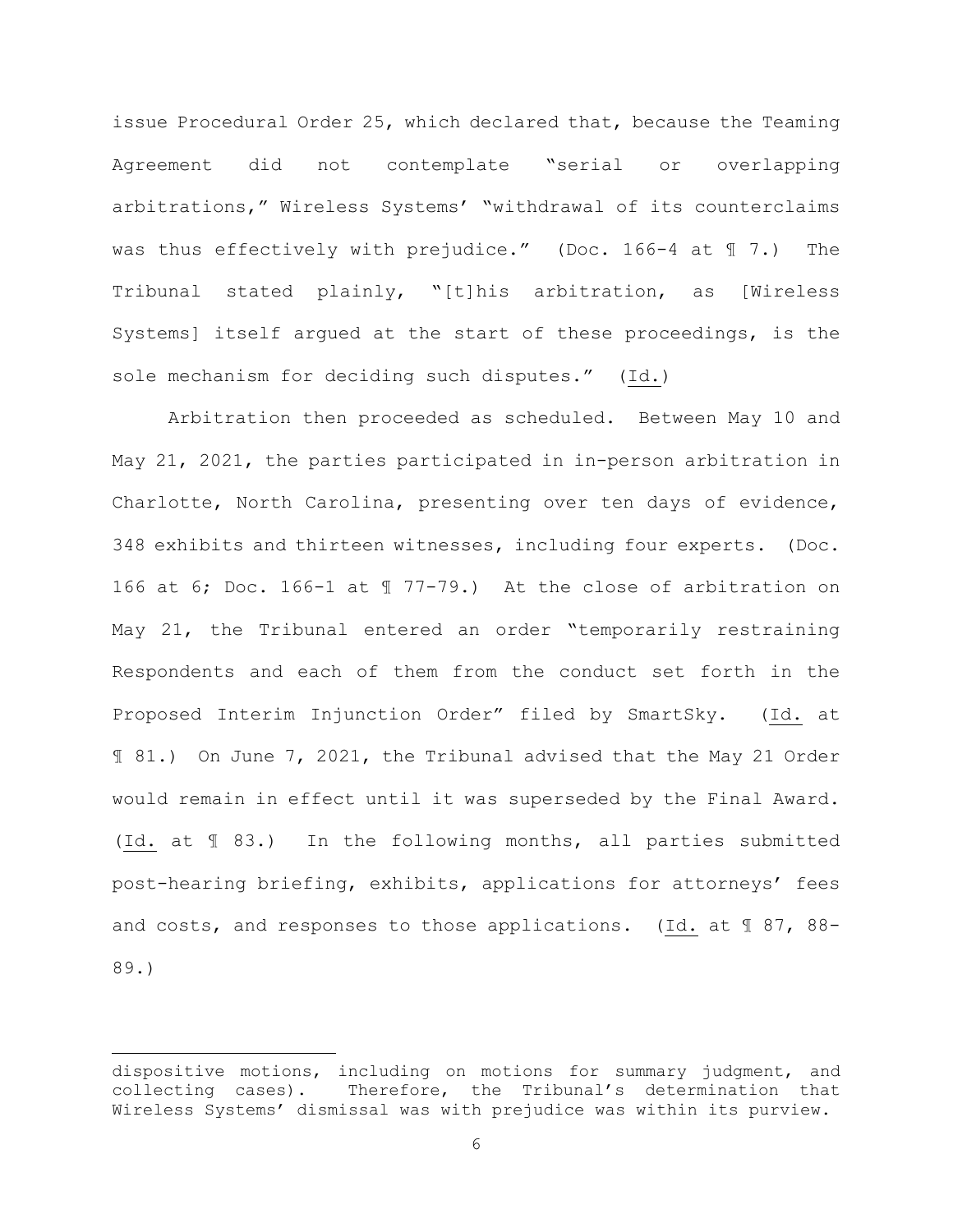issue Procedural Order 25, which declared that, because the Teaming Agreement did not contemplate "serial or overlapping arbitrations," Wireless Systems' "withdrawal of its counterclaims was thus effectively with prejudice." (Doc. 166-4 at ¶ 7.) The Tribunal stated plainly, "[t]his arbitration, as [Wireless Systems] itself argued at the start of these proceedings, is the sole mechanism for deciding such disputes." (<u>Id.</u>)

Arbitration then proceeded as scheduled. Between May 10 and May 21, 2021, the parties participated in in-person arbitration in Charlotte, North Carolina, presenting over ten days of evidence, 348 exhibits and thirteen witnesses, including four experts. (Doc. 166 at 6; Doc. 166-1 at ¶ 77-79.) At the close of arbitration on May 21, the Tribunal entered an order "temporarily restraining Respondents and each of them from the conduct set forth in the Proposed Interim Injunction Order" filed by SmartSky. (<u>Id.</u> at ¶ 81.) On June 7, 2021, the Tribunal advised that the May 21 Order would remain in effect until it was superseded by the Final Award. (<u>Id.</u> at ¶ 83.) In the following months, all parties submitted post-hearing briefing, exhibits, applications for attorneys' fees and costs, and responses to those applications. (<u>Id.</u> at ¶ 87, 88-89.)

---

dispositive motions, including on motions for summary judgment, and collecting cases). Therefore, the Tribunal's determination that Wireless Systems' dismissal was with prejudice was within its purview.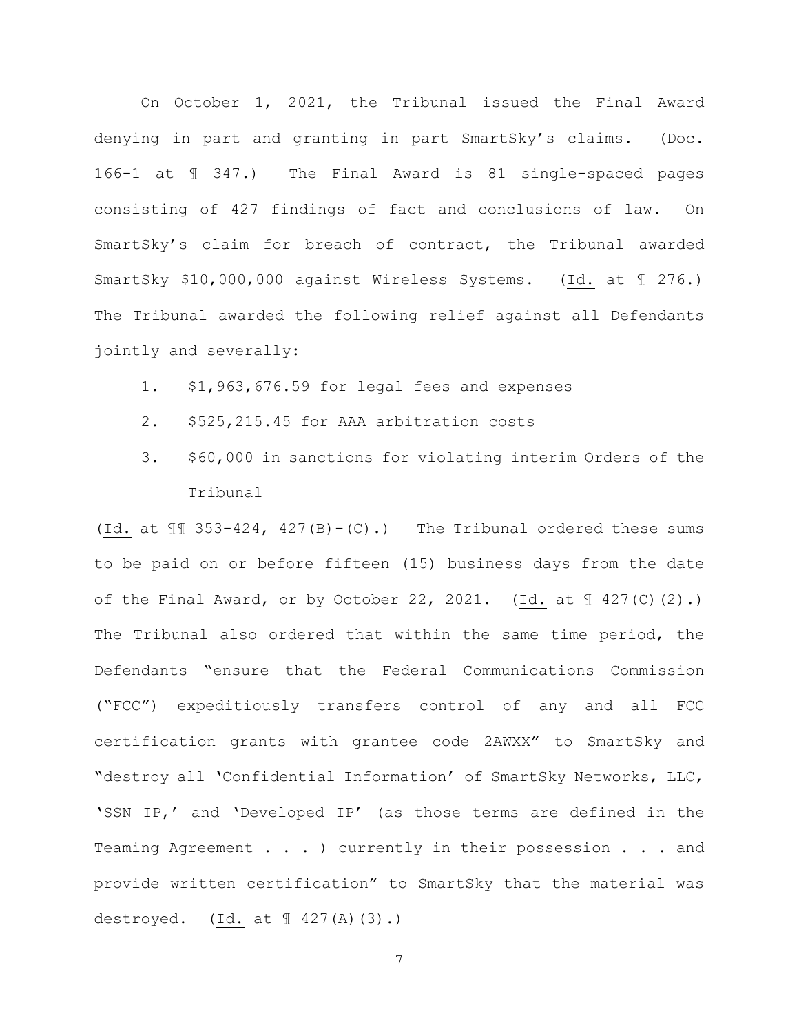On October 1, 2021, the Tribunal issued the Final Award denying in part and granting in part SmartSky's claims. (Doc. 166-1 at ¶ 347.) The Final Award is 81 single-spaced pages consisting of 427 findings of fact and conclusions of law. On SmartSky's claim for breach of contract, the Tribunal awarded SmartSky $10,000,000 against Wireless Systems. (Id. at ¶ 276.) The Tribunal awarded the following relief against all Defendants jointly and severally:

1. $1,963,676.59 for legal fees and expenses
2. $525,215.45 for AAA arbitration costs
3. $60,000 in sanctions for violating interim Orders of the Tribunal

(Id. at ¶¶ 353-424, 427(B)-(C).) The Tribunal ordered these sums to be paid on or before fifteen (15) business days from the date of the Final Award, or by October 22, 2021. (Id. at ¶ 427(C)(2).) The Tribunal also ordered that within the same time period, the Defendants "ensure that the Federal Communications Commission ("FCC") expeditiously transfers control of any and all FCC certification grants with grantee code 2AWXX" to SmartSky and "destroy all 'Confidential Information' of SmartSky Networks, LLC, 'SSN IP,' and 'Developed IP' (as those terms are defined in the Teaming Agreement . . . ) currently in their possession . . . and provide written certification" to SmartSky that the material was destroyed. (Id. at ¶ 427(A)(3).)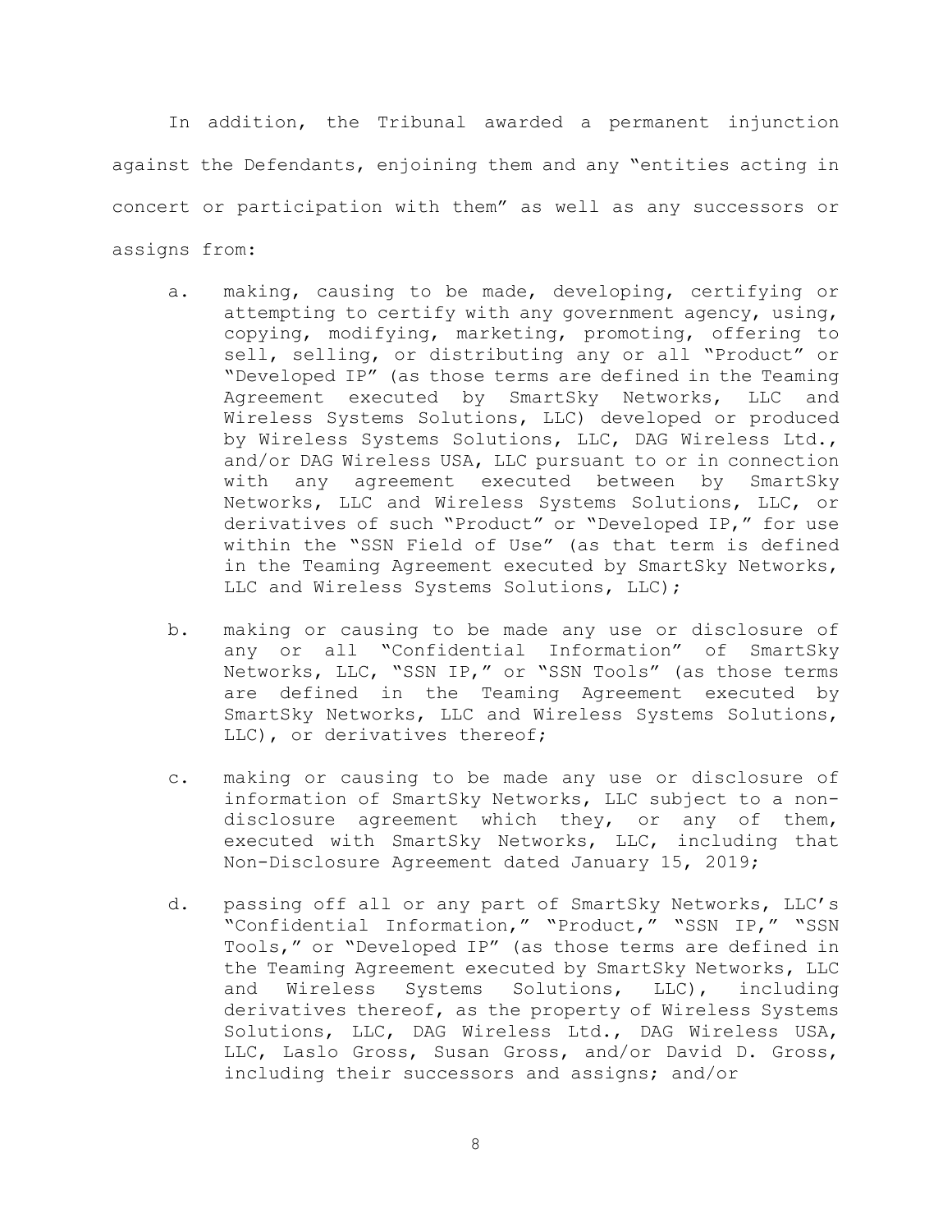In addition, the Tribunal awarded a permanent injunction against the Defendants, enjoining them and any "entities acting in concert or participation with them" as well as any successors or assigns from:

a. making, causing to be made, developing, certifying or attempting to certify with any government agency, using, copying, modifying, marketing, promoting, offering to sell, selling, or distributing any or all "Product" or "Developed IP" (as those terms are defined in the Teaming Agreement executed by SmartSky Networks, LLC and Wireless Systems Solutions, LLC) developed or produced by Wireless Systems Solutions, LLC, DAG Wireless Ltd., and/or DAG Wireless USA, LLC pursuant to or in connection with any agreement executed between by SmartSky Networks, LLC and Wireless Systems Solutions, LLC, or derivatives of such "Product" or "Developed IP," for use within the "SSN Field of Use" (as that term is defined in the Teaming Agreement executed by SmartSky Networks, LLC and Wireless Systems Solutions, LLC);

b. making or causing to be made any use or disclosure of any or all "Confidential Information" of SmartSky Networks, LLC, "SSN IP," or "SSN Tools" (as those terms are defined in the Teaming Agreement executed by SmartSky Networks, LLC and Wireless Systems Solutions, LLC), or derivatives thereof;

c. making or causing to be made any use or disclosure of information of SmartSky Networks, LLC subject to a non-disclosure agreement which they, or any of them, executed with SmartSky Networks, LLC, including that Non-Disclosure Agreement dated January 15, 2019;

d. passing off all or any part of SmartSky Networks, LLC's "Confidential Information," "Product," "SSN IP," "SSN Tools," or "Developed IP" (as those terms are defined in the Teaming Agreement executed by SmartSky Networks, LLC and Wireless Systems Solutions, LLC), including derivatives thereof, as the property of Wireless Systems Solutions, LLC, DAG Wireless Ltd., DAG Wireless USA, LLC, Laslo Gross, Susan Gross, and/or David D. Gross, including their successors and assigns; and/or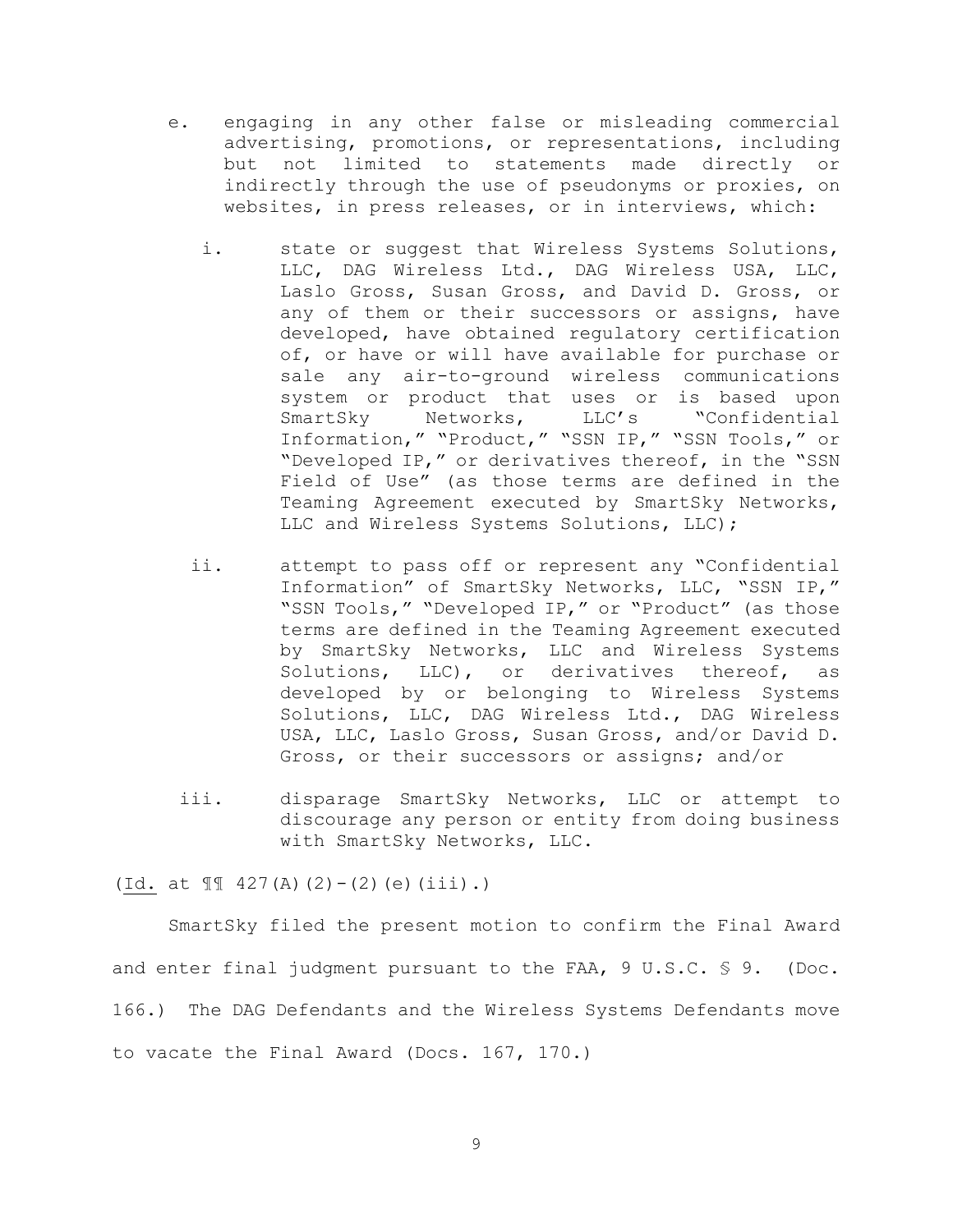e. engaging in any other false or misleading commercial advertising, promotions, or representations, including but not limited to statements made directly or indirectly through the use of pseudonyms or proxies, on websites, in press releases, or in interviews, which:

   i. state or suggest that Wireless Systems Solutions, LLC, DAG Wireless Ltd., DAG Wireless USA, LLC, Laslo Gross, Susan Gross, and David D. Gross, or any of them or their successors or assigns, have developed, have obtained regulatory certification of, or have or will have available for purchase or sale any air-to-ground wireless communications system or product that uses or is based upon SmartSky Networks, LLC's "Confidential Information," "Product," "SSN IP," "SSN Tools," or "Developed IP," or derivatives thereof, in the "SSN Field of Use" (as those terms are defined in the Teaming Agreement executed by SmartSky Networks, LLC and Wireless Systems Solutions, LLC);

   ii. attempt to pass off or represent any "Confidential Information" of SmartSky Networks, LLC, "SSN IP," "SSN Tools," "Developed IP," or "Product" (as those terms are defined in the Teaming Agreement executed by SmartSky Networks, LLC and Wireless Systems Solutions, LLC), or derivatives thereof, as developed by or belonging to Wireless Systems Solutions, LLC, DAG Wireless Ltd., DAG Wireless USA, LLC, Laslo Gross, Susan Gross, and/or David D. Gross, or their successors or assigns; and/or

   iii. disparage SmartSky Networks, LLC or attempt to discourage any person or entity from doing business with SmartSky Networks, LLC.

(Id. at ¶¶ 427(A)(2)-(2)(e)(iii).)

SmartSky filed the present motion to confirm the Final Award and enter final judgment pursuant to the FAA, 9 U.S.C. § 9. (Doc. 166.) The DAG Defendants and the Wireless Systems Defendants move to vacate the Final Award (Docs. 167, 170.)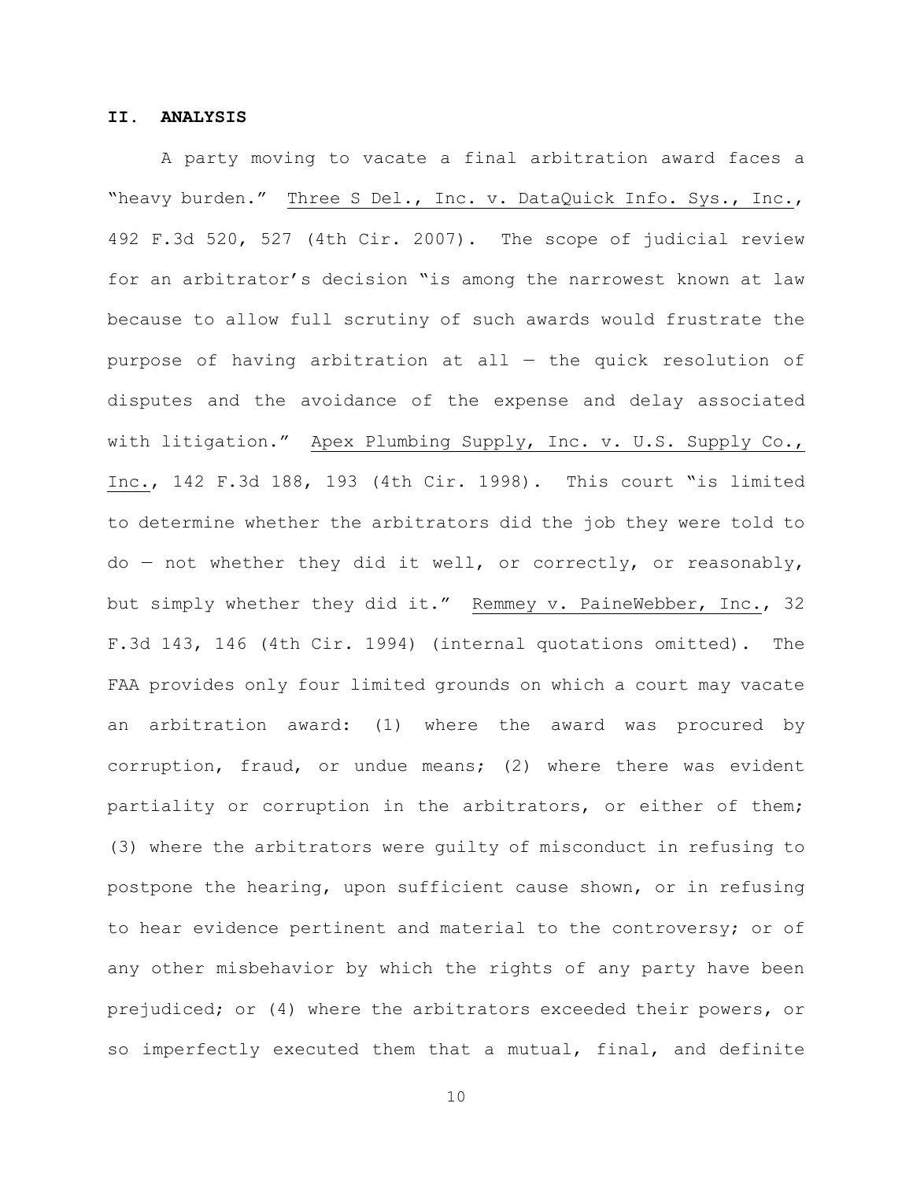## II. ANALYSIS

A party moving to vacate a final arbitration award faces a "heavy burden." Three S Del., Inc. v. DataQuick Info. Sys., Inc., 492 F.3d 520, 527 (4th Cir. 2007). The scope of judicial review for an arbitrator's decision "is among the narrowest known at law because to allow full scrutiny of such awards would frustrate the purpose of having arbitration at all — the quick resolution of disputes and the avoidance of the expense and delay associated with litigation." Apex Plumbing Supply, Inc. v. U.S. Supply Co., Inc., 142 F.3d 188, 193 (4th Cir. 1998). This court "is limited to determine whether the arbitrators did the job they were told to do — not whether they did it well, or correctly, or reasonably, but simply whether they did it." Remmey v. PaineWebber, Inc., 32 F.3d 143, 146 (4th Cir. 1994) (internal quotations omitted). The FAA provides only four limited grounds on which a court may vacate an arbitration award: (1) where the award was procured by corruption, fraud, or undue means; (2) where there was evident partiality or corruption in the arbitrators, or either of them; (3) where the arbitrators were guilty of misconduct in refusing to postpone the hearing, upon sufficient cause shown, or in refusing to hear evidence pertinent and material to the controversy; or of any other misbehavior by which the rights of any party have been prejudiced; or (4) where the arbitrators exceeded their powers, or so imperfectly executed them that a mutual, final, and definite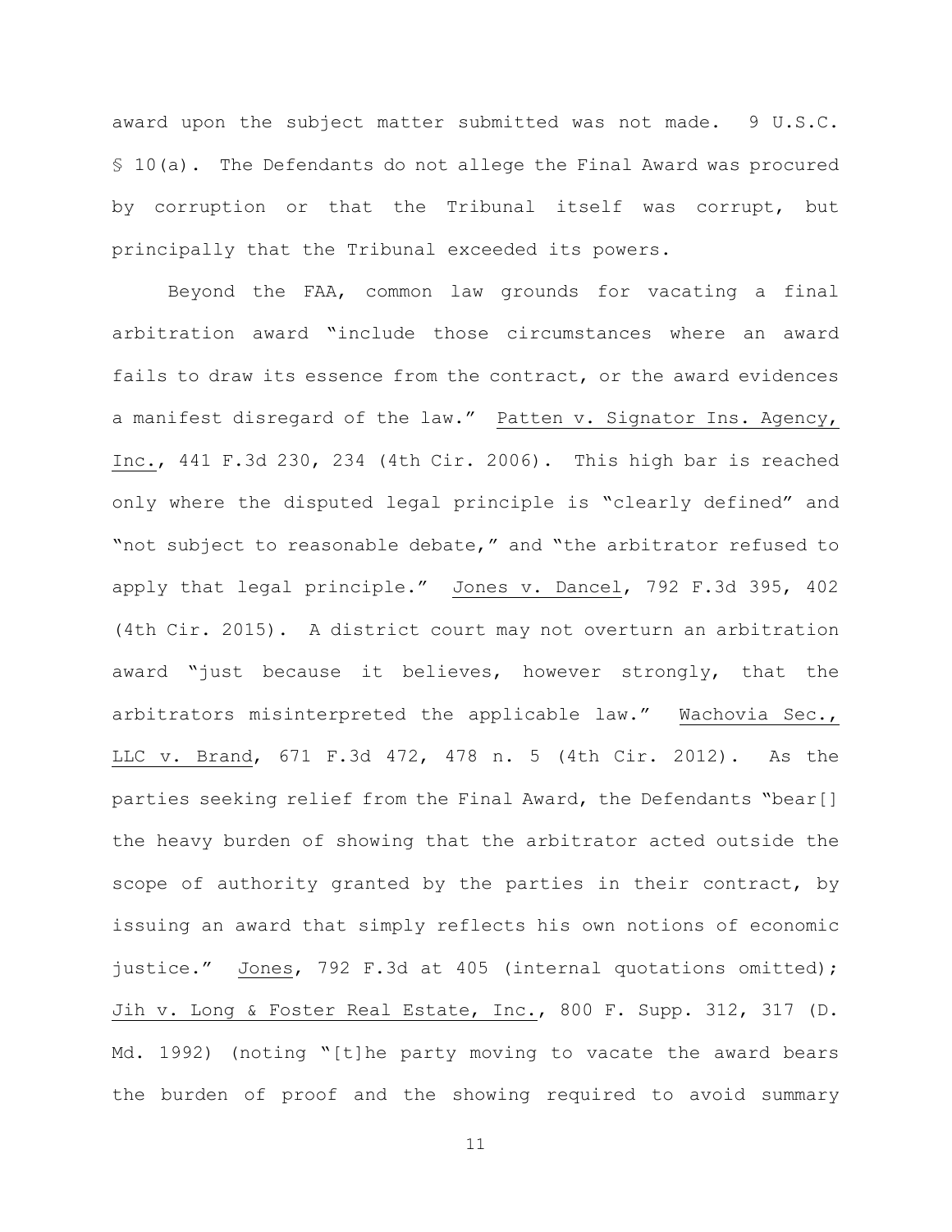award upon the subject matter submitted was not made. 9 U.S.C. § 10(a). The Defendants do not allege the Final Award was procured by corruption or that the Tribunal itself was corrupt, but principally that the Tribunal exceeded its powers.

Beyond the FAA, common law grounds for vacating a final arbitration award "include those circumstances where an award fails to draw its essence from the contract, or the award evidences a manifest disregard of the law." Patten v. Signator Ins. Agency, Inc., 441 F.3d 230, 234 (4th Cir. 2006). This high bar is reached only where the disputed legal principle is "clearly defined" and "not subject to reasonable debate," and "the arbitrator refused to apply that legal principle." Jones v. Dancel, 792 F.3d 395, 402 (4th Cir. 2015). A district court may not overturn an arbitration award "just because it believes, however strongly, that the arbitrators misinterpreted the applicable law." Wachovia Sec., LLC v. Brand, 671 F.3d 472, 478 n. 5 (4th Cir. 2012). As the parties seeking relief from the Final Award, the Defendants "bear[] the heavy burden of showing that the arbitrator acted outside the scope of authority granted by the parties in their contract, by issuing an award that simply reflects his own notions of economic justice." Jones, 792 F.3d at 405 (internal quotations omitted); Jih v. Long & Foster Real Estate, Inc., 800 F. Supp. 312, 317 (D. Md. 1992) (noting "[t]he party moving to vacate the award bears the burden of proof and the showing required to avoid summary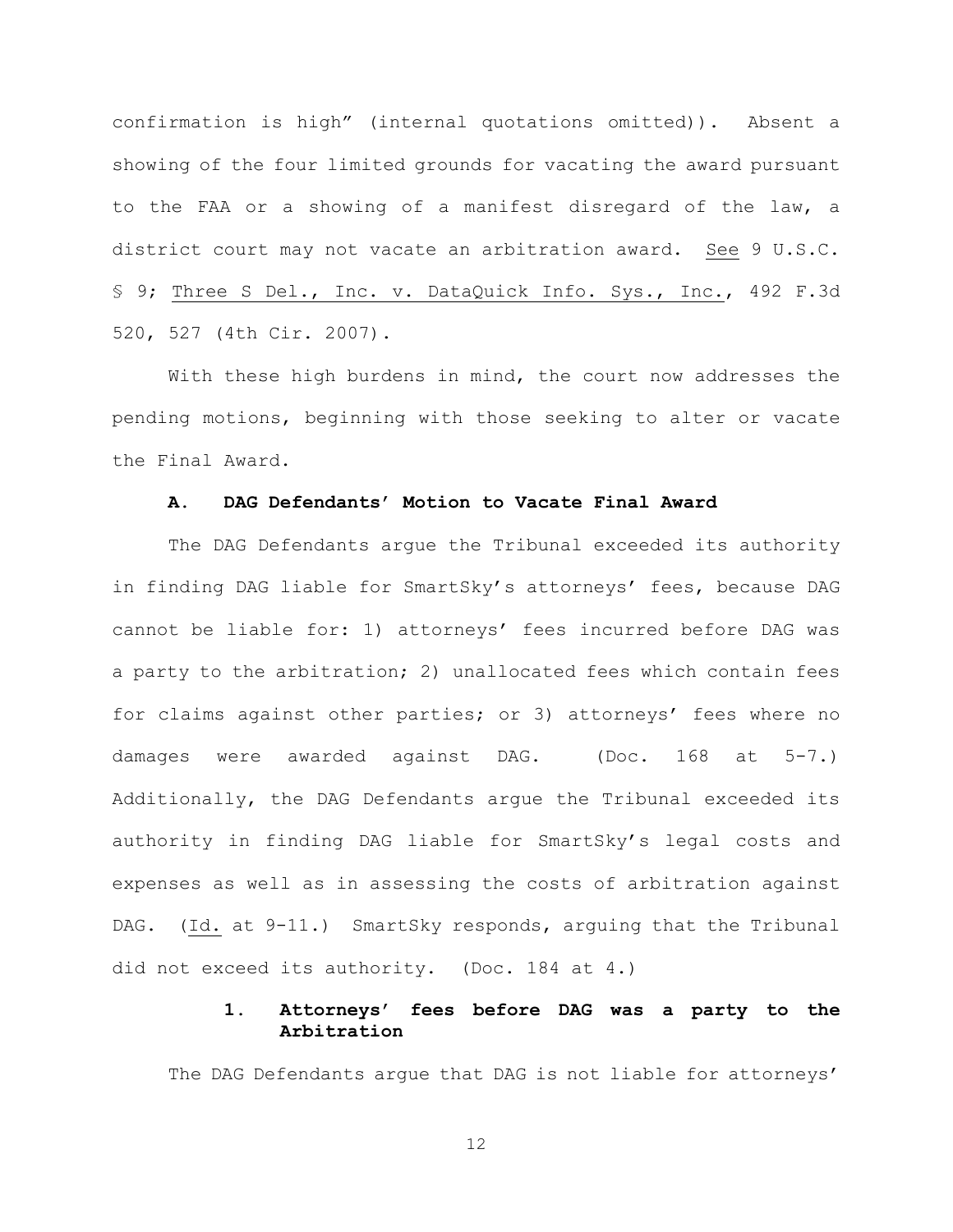confirmation is high" (internal quotations omitted)). Absent a showing of the four limited grounds for vacating the award pursuant to the FAA or a showing of a manifest disregard of the law, a district court may not vacate an arbitration award. See 9 U.S.C. § 9; Three S Del., Inc. v. DataQuick Info. Sys., Inc., 492 F.3d 520, 527 (4th Cir. 2007).

With these high burdens in mind, the court now addresses the pending motions, beginning with those seeking to alter or vacate the Final Award.

### A. DAG Defendants' Motion to Vacate Final Award

The DAG Defendants argue the Tribunal exceeded its authority in finding DAG liable for SmartSky's attorneys' fees, because DAG cannot be liable for: 1) attorneys' fees incurred before DAG was a party to the arbitration; 2) unallocated fees which contain fees for claims against other parties; or 3) attorneys' fees where no damages were awarded against DAG. (Doc. 168 at 5-7.) Additionally, the DAG Defendants argue the Tribunal exceeded its authority in finding DAG liable for SmartSky's legal costs and expenses as well as in assessing the costs of arbitration against DAG. (Id. at 9-11.) SmartSky responds, arguing that the Tribunal did not exceed its authority. (Doc. 184 at 4.)

#### 1. Attorneys' fees before DAG was a party to the Arbitration

The DAG Defendants argue that DAG is not liable for attorneys'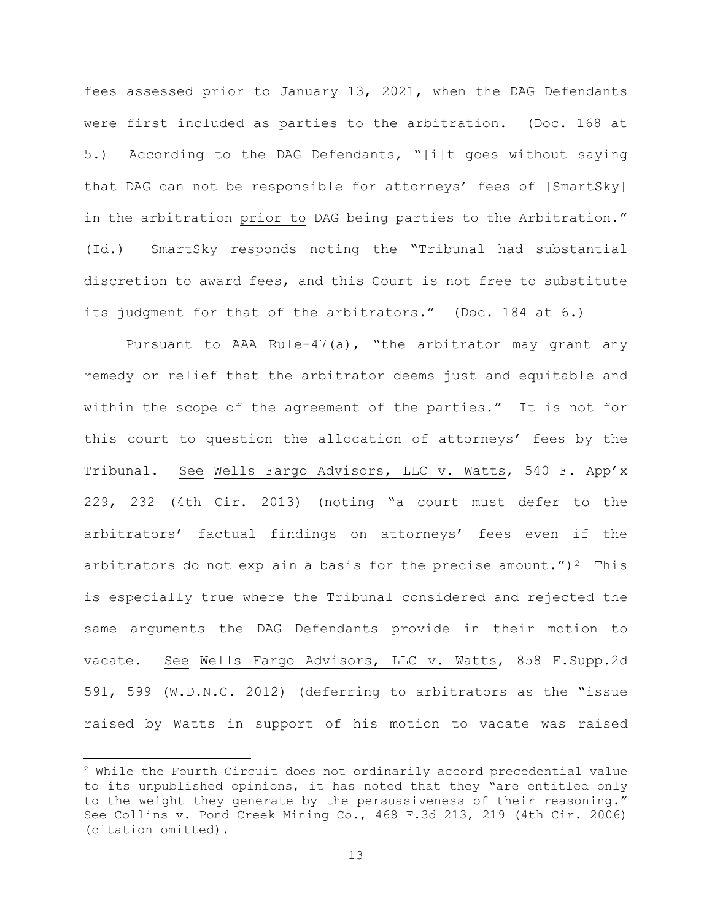fees assessed prior to January 13, 2021, when the DAG Defendants were first included as parties to the arbitration. (Doc. 168 at 5.) According to the DAG Defendants, "[i]t goes without saying that DAG can not be responsible for attorneys' fees of [SmartSky] in the arbitration prior to DAG being parties to the Arbitration." (Id.) SmartSky responds noting the "Tribunal had substantial discretion to award fees, and this Court is not free to substitute its judgment for that of the arbitrators." (Doc. 184 at 6.)

Pursuant to AAA Rule-47(a), "the arbitrator may grant any remedy or relief that the arbitrator deems just and equitable and within the scope of the agreement of the parties." It is not for this court to question the allocation of attorneys' fees by the Tribunal. See Wells Fargo Advisors, LLC v. Watts, 540 F. App'x 229, 232 (4th Cir. 2013) (noting "a court must defer to the arbitrators' factual findings on attorneys' fees even if the arbitrators do not explain a basis for the precise amount.")[2] This is especially true where the Tribunal considered and rejected the same arguments the DAG Defendants provide in their motion to vacate. See Wells Fargo Advisors, LLC v. Watts, 858 F.Supp.2d 591, 599 (W.D.N.C. 2012) (deferring to arbitrators as the "issue raised by Watts in support of his motion to vacate was raised

---

[2] While the Fourth Circuit does not ordinarily accord precedential value to its unpublished opinions, it has noted that they "are entitled only to the weight they generate by the persuasiveness of their reasoning." See Collins v. Pond Creek Mining Co., 468 F.3d 213, 219 (4th Cir. 2006) (citation omitted).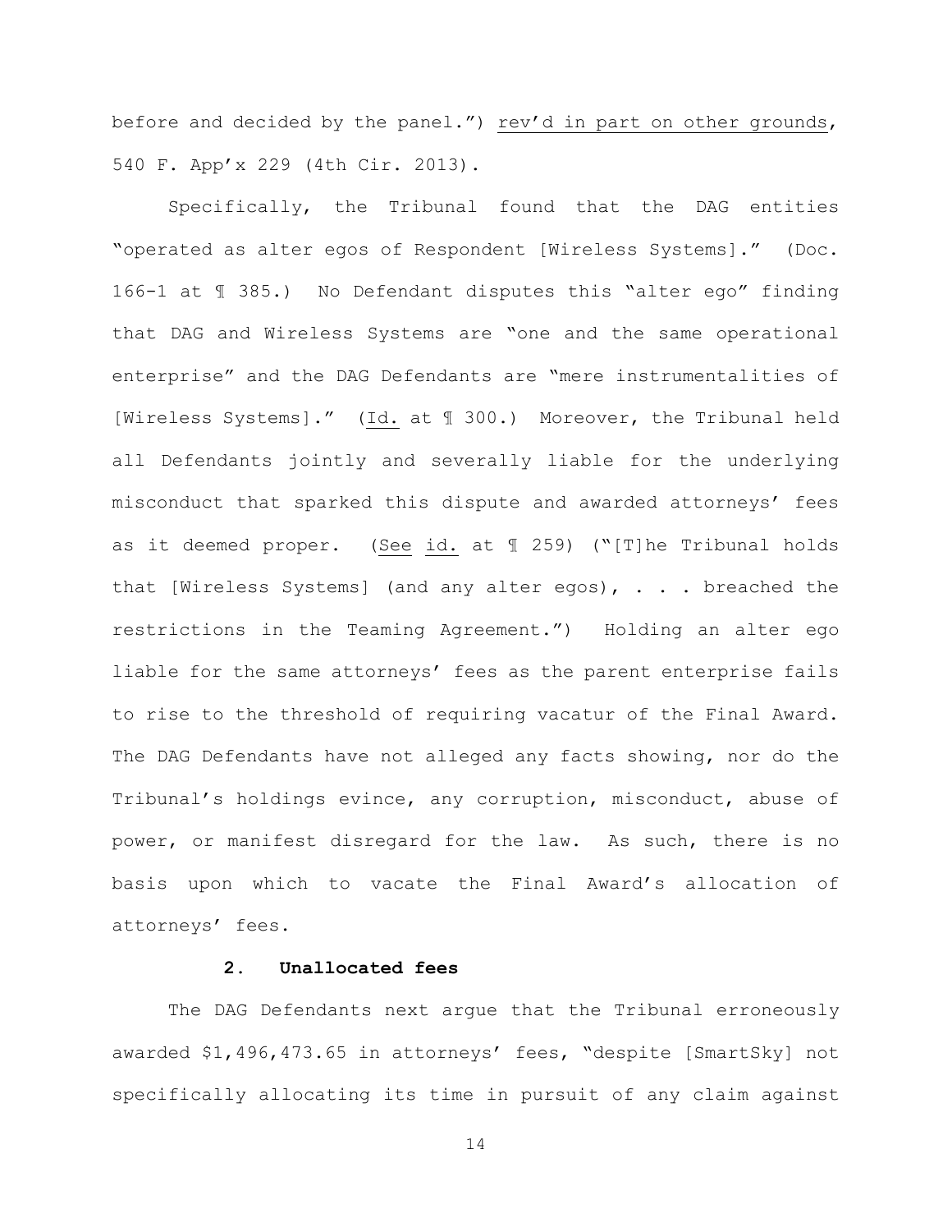before and decided by the panel.") rev'd in part on other grounds, 540 F. App'x 229 (4th Cir. 2013).

Specifically, the Tribunal found that the DAG entities "operated as alter egos of Respondent [Wireless Systems]." (Doc. 166-1 at ¶ 385.) No Defendant disputes this "alter ego" finding that DAG and Wireless Systems are "one and the same operational enterprise" and the DAG Defendants are "mere instrumentalities of [Wireless Systems]." (Id. at ¶ 300.) Moreover, the Tribunal held all Defendants jointly and severally liable for the underlying misconduct that sparked this dispute and awarded attorneys' fees as it deemed proper. (See id. at ¶ 259) ("[T]he Tribunal holds that [Wireless Systems] (and any alter egos), . . . breached the restrictions in the Teaming Agreement.") Holding an alter ego liable for the same attorneys' fees as the parent enterprise fails to rise to the threshold of requiring vacatur of the Final Award. The DAG Defendants have not alleged any facts showing, nor do the Tribunal's holdings evince, any corruption, misconduct, abuse of power, or manifest disregard for the law. As such, there is no basis upon which to vacate the Final Award's allocation of attorneys' fees.

**2. Unallocated fees**

The DAG Defendants next argue that the Tribunal erroneously awarded $1,496,473.65 in attorneys' fees, "despite [SmartSky] not specifically allocating its time in pursuit of any claim against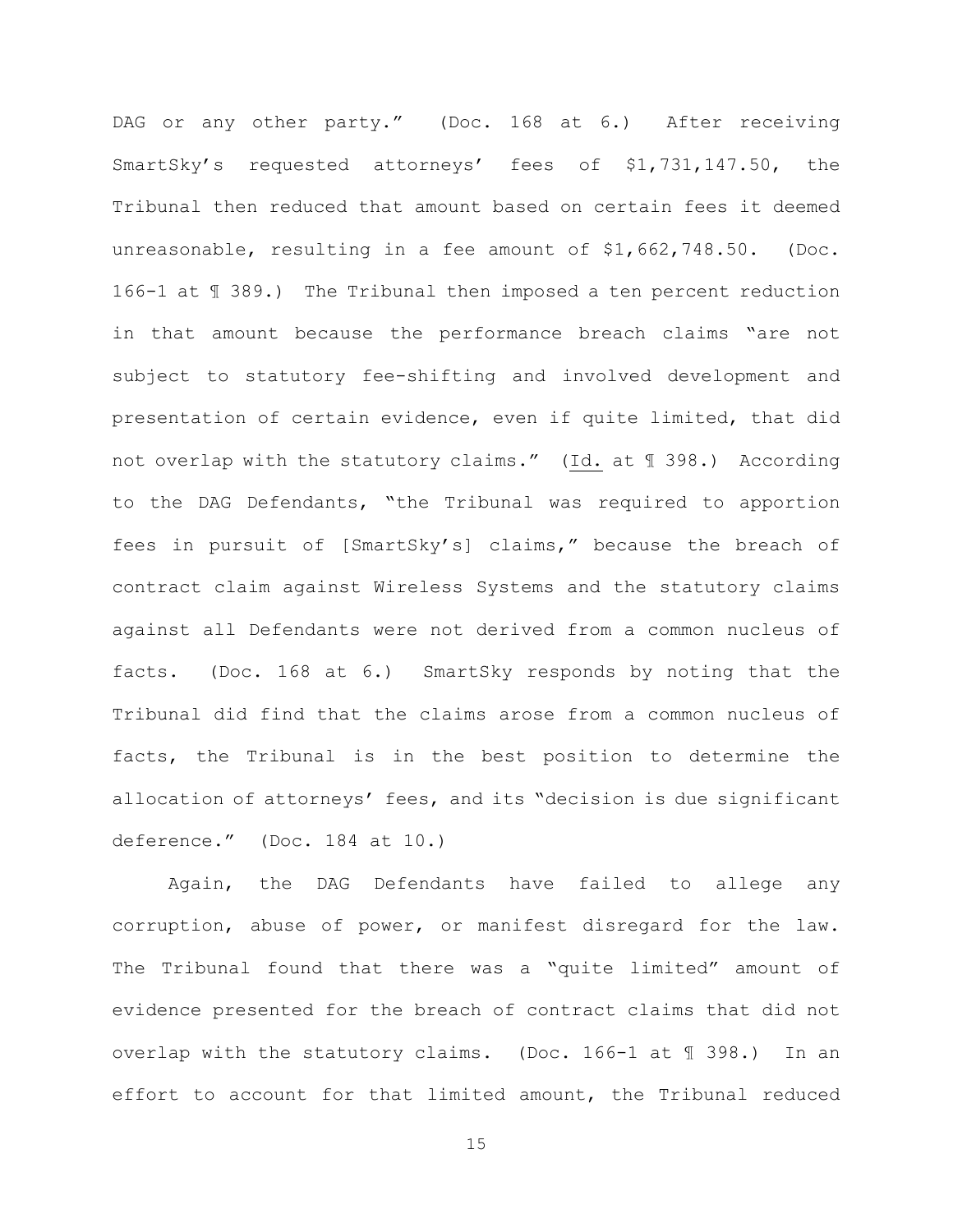DAG or any other party." (Doc. 168 at 6.) After receiving SmartSky's requested attorneys' fees of $1,731,147.50, the Tribunal then reduced that amount based on certain fees it deemed unreasonable, resulting in a fee amount of $1,662,748.50. (Doc. 166-1 at ¶ 389.) The Tribunal then imposed a ten percent reduction in that amount because the performance breach claims "are not subject to statutory fee-shifting and involved development and presentation of certain evidence, even if quite limited, that did not overlap with the statutory claims." (Id. at ¶ 398.) According to the DAG Defendants, "the Tribunal was required to apportion fees in pursuit of [SmartSky's] claims," because the breach of contract claim against Wireless Systems and the statutory claims against all Defendants were not derived from a common nucleus of facts. (Doc. 168 at 6.) SmartSky responds by noting that the Tribunal did find that the claims arose from a common nucleus of facts, the Tribunal is in the best position to determine the allocation of attorneys' fees, and its "decision is due significant deference." (Doc. 184 at 10.)

Again, the DAG Defendants have failed to allege any corruption, abuse of power, or manifest disregard for the law. The Tribunal found that there was a "quite limited" amount of evidence presented for the breach of contract claims that did not overlap with the statutory claims. (Doc. 166-1 at ¶ 398.) In an effort to account for that limited amount, the Tribunal reduced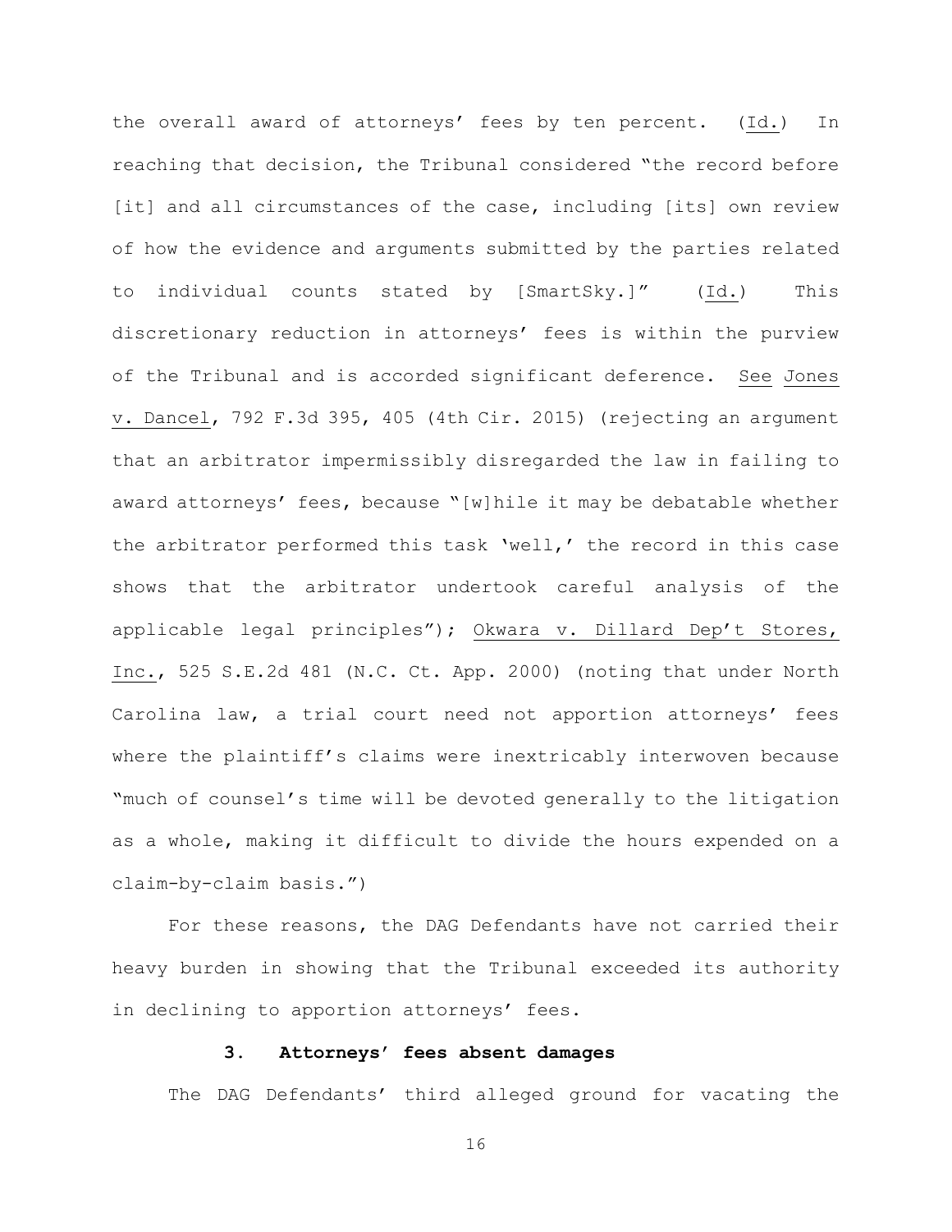the overall award of attorneys' fees by ten percent. (Id.) In reaching that decision, the Tribunal considered "the record before [it] and all circumstances of the case, including [its] own review of how the evidence and arguments submitted by the parties related to individual counts stated by [SmartSky.]" (Id.) This discretionary reduction in attorneys' fees is within the purview of the Tribunal and is accorded significant deference. See Jones v. Dancel, 792 F.3d 395, 405 (4th Cir. 2015) (rejecting an argument that an arbitrator impermissibly disregarded the law in failing to award attorneys' fees, because "[w]hile it may be debatable whether the arbitrator performed this task 'well,' the record in this case shows that the arbitrator undertook careful analysis of the applicable legal principles"); Okwara v. Dillard Dep't Stores, Inc., 525 S.E.2d 481 (N.C. Ct. App. 2000) (noting that under North Carolina law, a trial court need not apportion attorneys' fees where the plaintiff's claims were inextricably interwoven because "much of counsel's time will be devoted generally to the litigation as a whole, making it difficult to divide the hours expended on a claim-by-claim basis.")

For these reasons, the DAG Defendants have not carried their heavy burden in showing that the Tribunal exceeded its authority in declining to apportion attorneys' fees.

### 3. Attorneys' fees absent damages

The DAG Defendants' third alleged ground for vacating the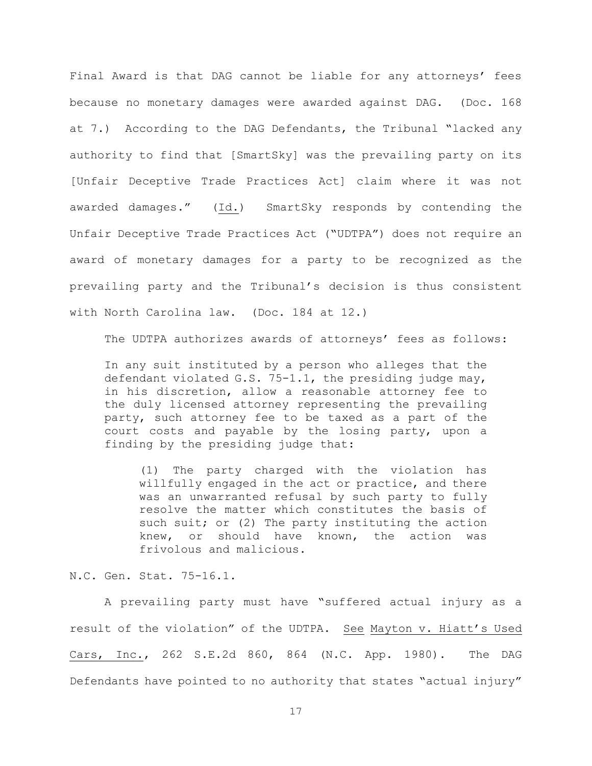Final Award is that DAG cannot be liable for any attorneys' fees because no monetary damages were awarded against DAG. (Doc. 168 at 7.) According to the DAG Defendants, the Tribunal "lacked any authority to find that [SmartSky] was the prevailing party on its [Unfair Deceptive Trade Practices Act] claim where it was not awarded damages." (Id.) SmartSky responds by contending the Unfair Deceptive Trade Practices Act ("UDTPA") does not require an award of monetary damages for a party to be recognized as the prevailing party and the Tribunal's decision is thus consistent with North Carolina law. (Doc. 184 at 12.)

The UDTPA authorizes awards of attorneys' fees as follows:

> In any suit instituted by a person who alleges that the defendant violated G.S. 75-1.1, the presiding judge may, in his discretion, allow a reasonable attorney fee to the duly licensed attorney representing the prevailing party, such attorney fee to be taxed as a part of the court costs and payable by the losing party, upon a finding by the presiding judge that:
>
> > (1) The party charged with the violation has willfully engaged in the act or practice, and there was an unwarranted refusal by such party to fully resolve the matter which constitutes the basis of such suit; or (2) The party instituting the action knew, or should have known, the action was frivolous and malicious.

N.C. Gen. Stat. 75-16.1.

A prevailing party must have "suffered actual injury as a result of the violation" of the UDTPA. See Mayton v. Hiatt's Used Cars, Inc., 262 S.E.2d 860, 864 (N.C. App. 1980). The DAG Defendants have pointed to no authority that states "actual injury"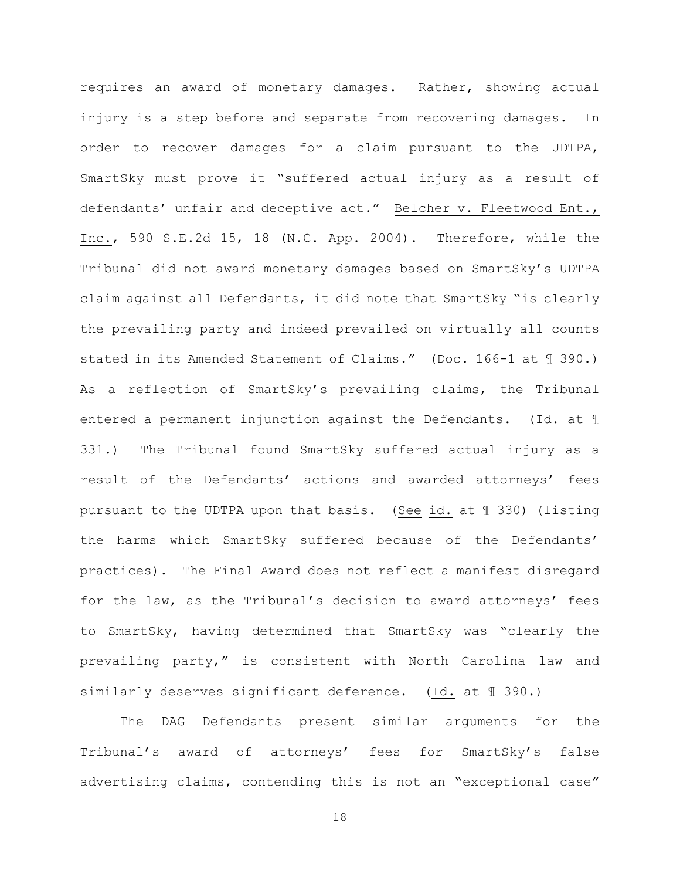requires an award of monetary damages. Rather, showing actual injury is a step before and separate from recovering damages. In order to recover damages for a claim pursuant to the UDTPA, SmartSky must prove it "suffered actual injury as a result of defendants' unfair and deceptive act." Belcher v. Fleetwood Ent., Inc., 590 S.E.2d 15, 18 (N.C. App. 2004). Therefore, while the Tribunal did not award monetary damages based on SmartSky's UDTPA claim against all Defendants, it did note that SmartSky "is clearly the prevailing party and indeed prevailed on virtually all counts stated in its Amended Statement of Claims." (Doc. 166-1 at ¶ 390.) As a reflection of SmartSky's prevailing claims, the Tribunal entered a permanent injunction against the Defendants. (Id. at ¶ 331.) The Tribunal found SmartSky suffered actual injury as a result of the Defendants' actions and awarded attorneys' fees pursuant to the UDTPA upon that basis. (See id. at ¶ 330) (listing the harms which SmartSky suffered because of the Defendants' practices). The Final Award does not reflect a manifest disregard for the law, as the Tribunal's decision to award attorneys' fees to SmartSky, having determined that SmartSky was "clearly the prevailing party," is consistent with North Carolina law and similarly deserves significant deference. (Id. at ¶ 390.)

The DAG Defendants present similar arguments for the Tribunal's award of attorneys' fees for SmartSky's false advertising claims, contending this is not an "exceptional case"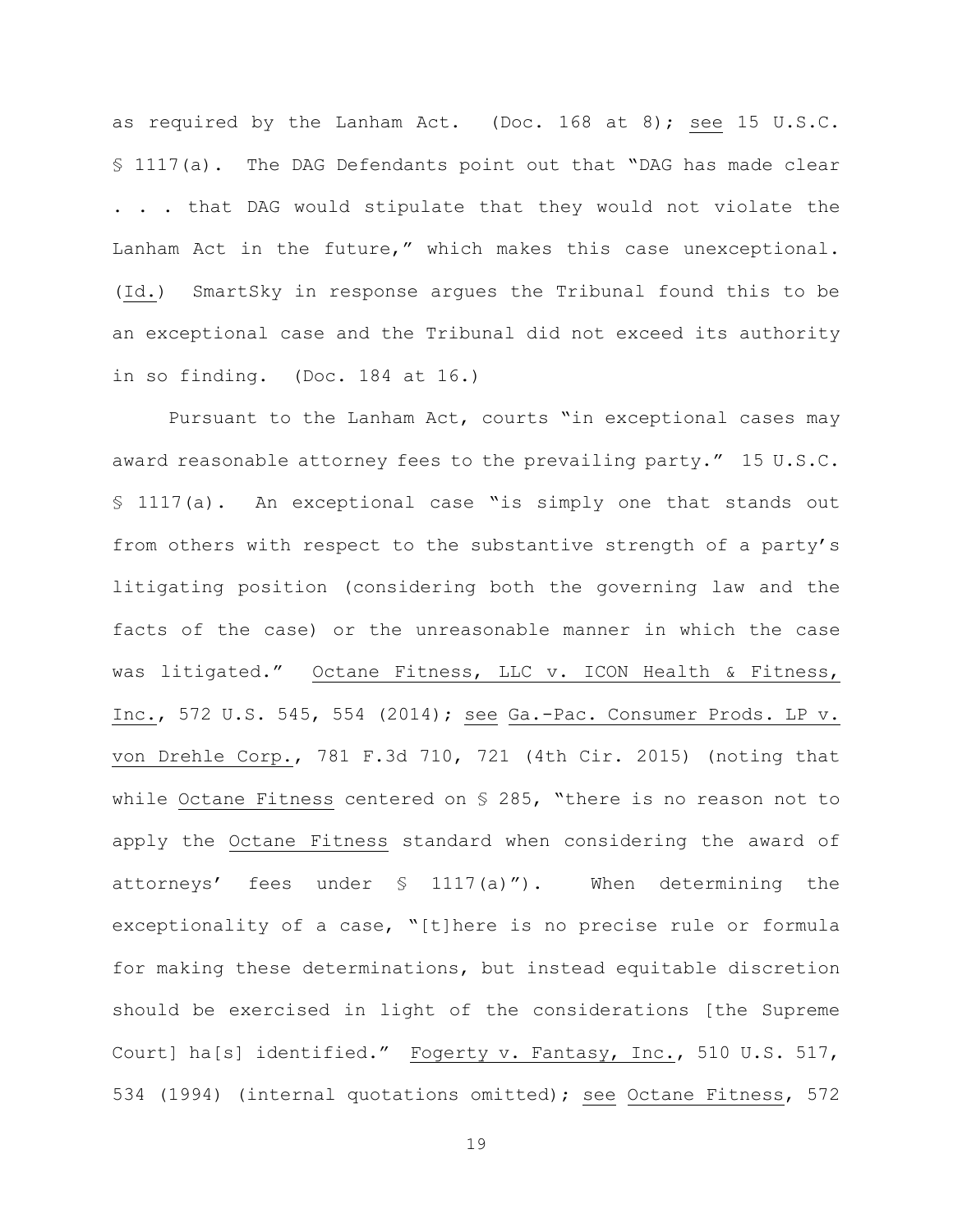as required by the Lanham Act. (Doc. 168 at 8); see 15 U.S.C. § 1117(a). The DAG Defendants point out that "DAG has made clear . . . that DAG would stipulate that they would not violate the Lanham Act in the future," which makes this case unexceptional. (Id.) SmartSky in response argues the Tribunal found this to be an exceptional case and the Tribunal did not exceed its authority in so finding. (Doc. 184 at 16.)

Pursuant to the Lanham Act, courts "in exceptional cases may award reasonable attorney fees to the prevailing party." 15 U.S.C. § 1117(a). An exceptional case "is simply one that stands out from others with respect to the substantive strength of a party's litigating position (considering both the governing law and the facts of the case) or the unreasonable manner in which the case was litigated." Octane Fitness, LLC v. ICON Health & Fitness, Inc., 572 U.S. 545, 554 (2014); see Ga.-Pac. Consumer Prods. LP v. von Drehle Corp., 781 F.3d 710, 721 (4th Cir. 2015) (noting that while Octane Fitness centered on § 285, "there is no reason not to apply the Octane Fitness standard when considering the award of attorneys' fees under § 1117(a)"). When determining the exceptionality of a case, "[t]here is no precise rule or formula for making these determinations, but instead equitable discretion should be exercised in light of the considerations [the Supreme Court] ha[s] identified." Fogerty v. Fantasy, Inc., 510 U.S. 517, 534 (1994) (internal quotations omitted); see Octane Fitness, 572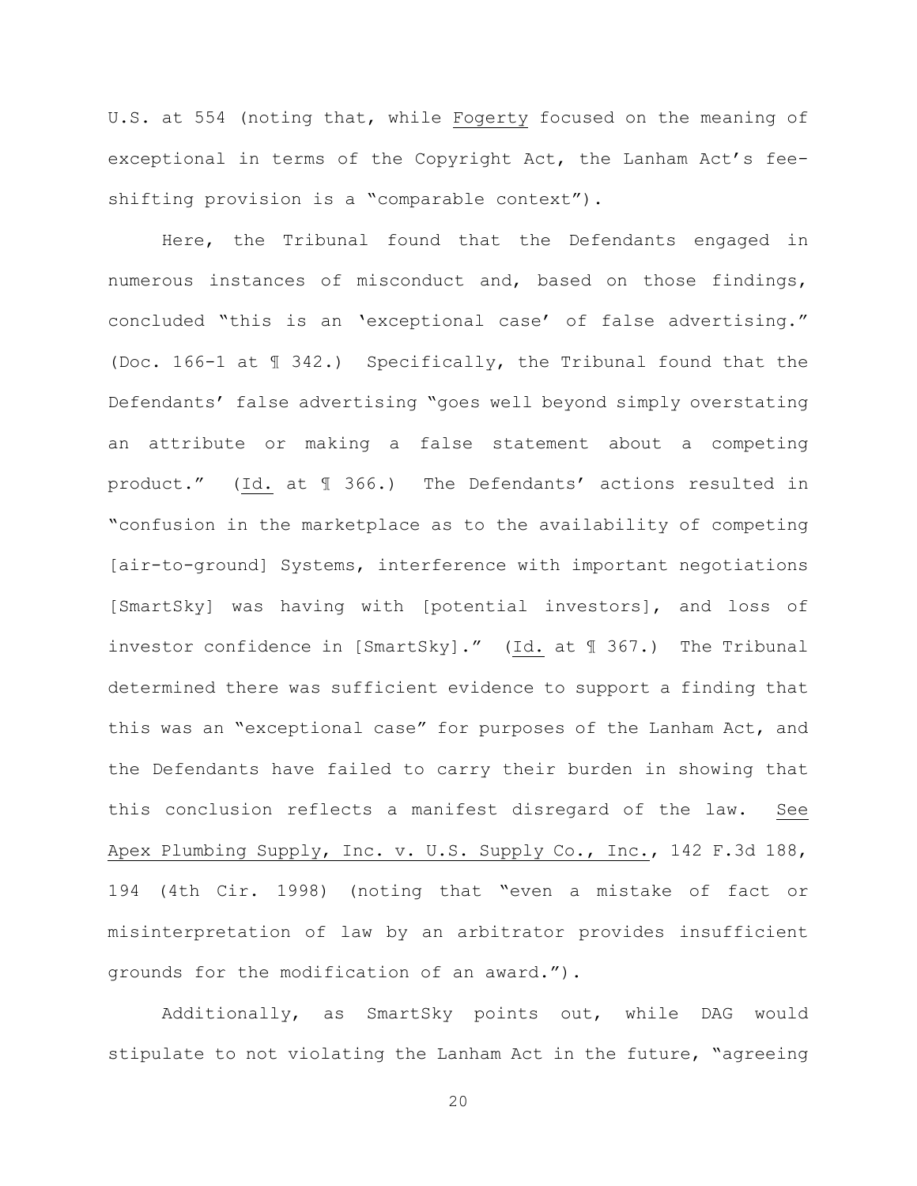U.S. at 554 (noting that, while Fogerty focused on the meaning of exceptional in terms of the Copyright Act, the Lanham Act's fee-shifting provision is a "comparable context").

Here, the Tribunal found that the Defendants engaged in numerous instances of misconduct and, based on those findings, concluded "this is an 'exceptional case' of false advertising." (Doc. 166-1 at ¶ 342.) Specifically, the Tribunal found that the Defendants' false advertising "goes well beyond simply overstating an attribute or making a false statement about a competing product." (Id. at ¶ 366.) The Defendants' actions resulted in "confusion in the marketplace as to the availability of competing [air-to-ground] Systems, interference with important negotiations [SmartSky] was having with [potential investors], and loss of investor confidence in [SmartSky]." (Id. at ¶ 367.) The Tribunal determined there was sufficient evidence to support a finding that this was an "exceptional case" for purposes of the Lanham Act, and the Defendants have failed to carry their burden in showing that this conclusion reflects a manifest disregard of the law. See Apex Plumbing Supply, Inc. v. U.S. Supply Co., Inc., 142 F.3d 188, 194 (4th Cir. 1998) (noting that "even a mistake of fact or misinterpretation of law by an arbitrator provides insufficient grounds for the modification of an award.").

Additionally, as SmartSky points out, while DAG would stipulate to not violating the Lanham Act in the future, "agreeing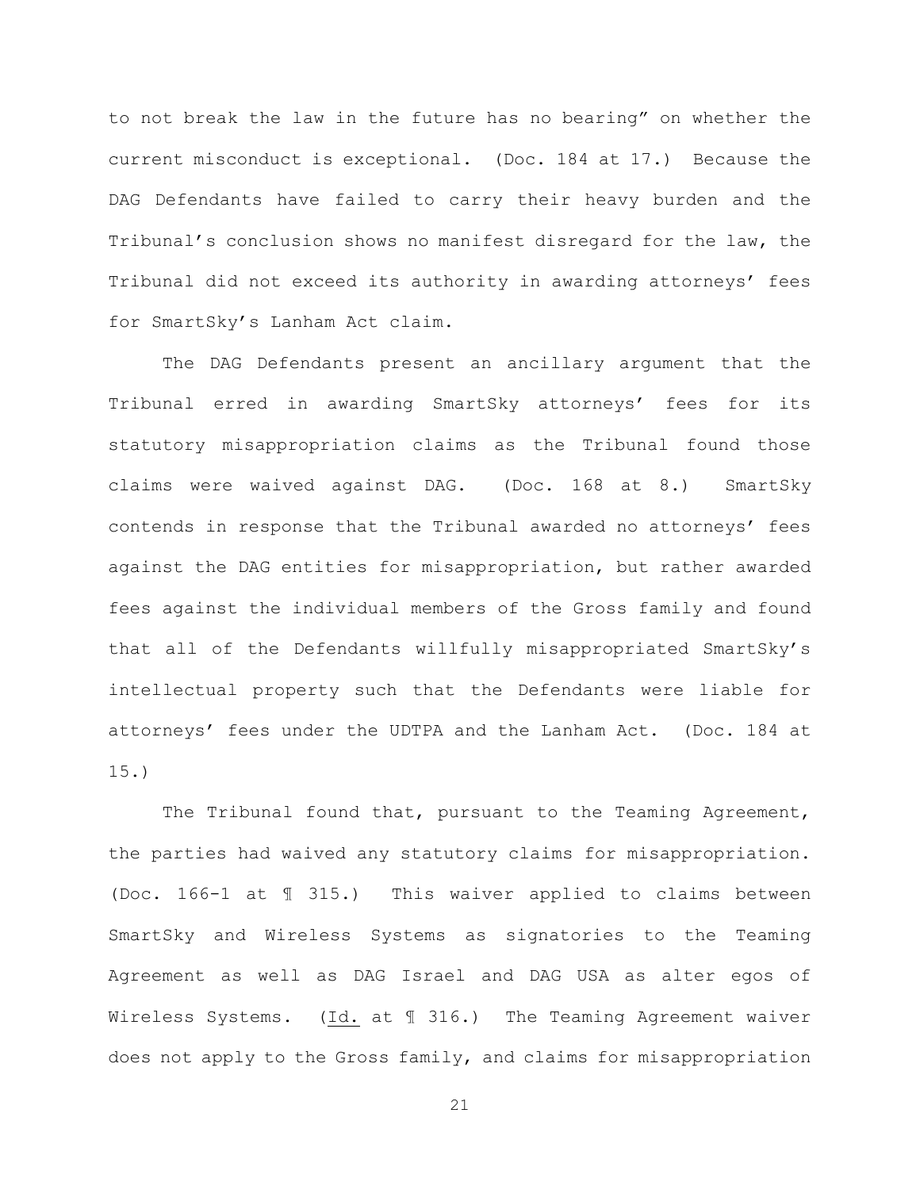to not break the law in the future has no bearing" on whether the current misconduct is exceptional. (Doc. 184 at 17.) Because the DAG Defendants have failed to carry their heavy burden and the Tribunal's conclusion shows no manifest disregard for the law, the Tribunal did not exceed its authority in awarding attorneys' fees for SmartSky's Lanham Act claim.

The DAG Defendants present an ancillary argument that the Tribunal erred in awarding SmartSky attorneys' fees for its statutory misappropriation claims as the Tribunal found those claims were waived against DAG. (Doc. 168 at 8.) SmartSky contends in response that the Tribunal awarded no attorneys' fees against the DAG entities for misappropriation, but rather awarded fees against the individual members of the Gross family and found that all of the Defendants willfully misappropriated SmartSky's intellectual property such that the Defendants were liable for attorneys' fees under the UDTPA and the Lanham Act. (Doc. 184 at 15.)

The Tribunal found that, pursuant to the Teaming Agreement, the parties had waived any statutory claims for misappropriation. (Doc. 166-1 at ¶ 315.) This waiver applied to claims between SmartSky and Wireless Systems as signatories to the Teaming Agreement as well as DAG Israel and DAG USA as alter egos of Wireless Systems. (Id. at ¶ 316.) The Teaming Agreement waiver does not apply to the Gross family, and claims for misappropriation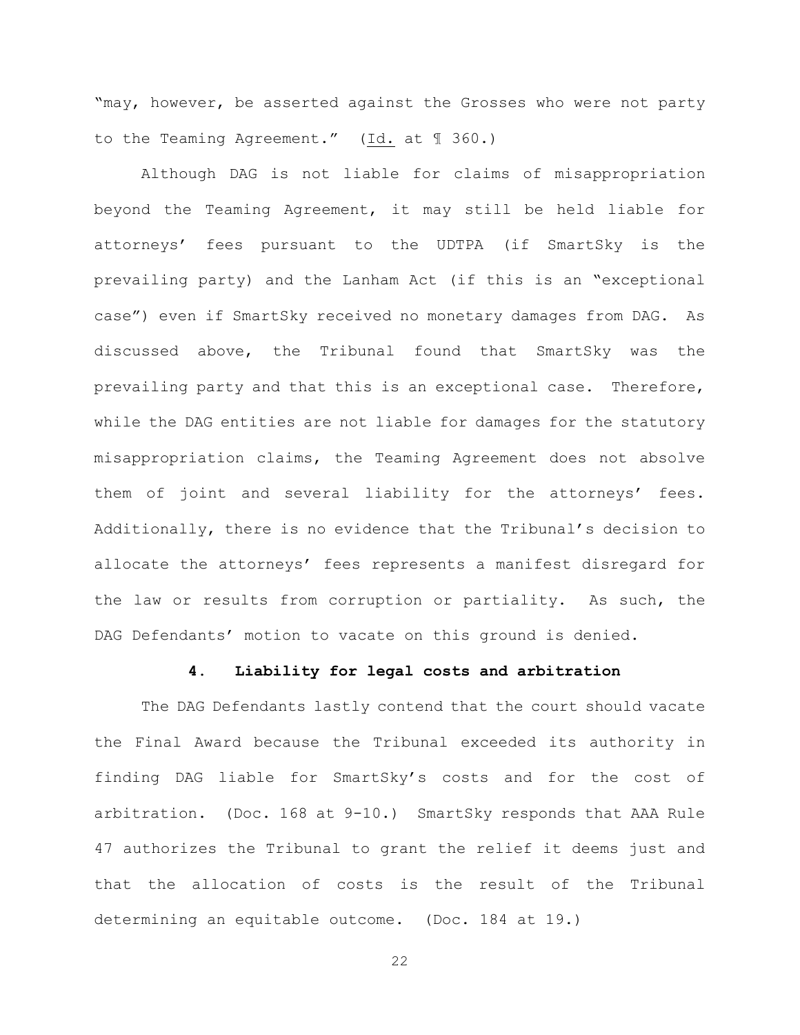"may, however, be asserted against the Grosses who were not party to the Teaming Agreement." (Id. at ¶ 360.)

Although DAG is not liable for claims of misappropriation beyond the Teaming Agreement, it may still be held liable for attorneys' fees pursuant to the UDTPA (if SmartSky is the prevailing party) and the Lanham Act (if this is an "exceptional case") even if SmartSky received no monetary damages from DAG. As discussed above, the Tribunal found that SmartSky was the prevailing party and that this is an exceptional case. Therefore, while the DAG entities are not liable for damages for the statutory misappropriation claims, the Teaming Agreement does not absolve them of joint and several liability for the attorneys' fees. Additionally, there is no evidence that the Tribunal's decision to allocate the attorneys' fees represents a manifest disregard for the law or results from corruption or partiality. As such, the DAG Defendants' motion to vacate on this ground is denied.

#### 4. Liability for legal costs and arbitration

The DAG Defendants lastly contend that the court should vacate the Final Award because the Tribunal exceeded its authority in finding DAG liable for SmartSky's costs and for the cost of arbitration. (Doc. 168 at 9-10.) SmartSky responds that AAA Rule 47 authorizes the Tribunal to grant the relief it deems just and that the allocation of costs is the result of the Tribunal determining an equitable outcome. (Doc. 184 at 19.)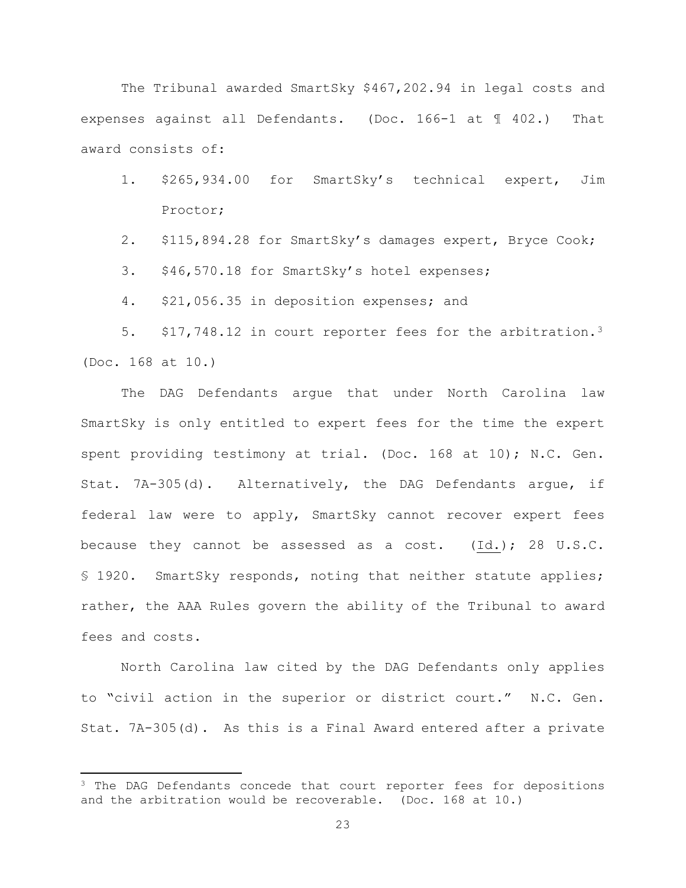The Tribunal awarded SmartSky $467,202.94 in legal costs and expenses against all Defendants. (Doc. 166-1 at ¶ 402.) That award consists of:

1. $265,934.00 for SmartSky's technical expert, Jim Proctor;
2. $115,894.28 for SmartSky's damages expert, Bryce Cook;
3. $46,570.18 for SmartSky's hotel expenses;
4. $21,056.35 in deposition expenses; and
5. $17,748.12 in court reporter fees for the arbitration.[3]

(Doc. 168 at 10.)

The DAG Defendants argue that under North Carolina law SmartSky is only entitled to expert fees for the time the expert spent providing testimony at trial. (Doc. 168 at 10); N.C. Gen. Stat. 7A-305(d). Alternatively, the DAG Defendants argue, if federal law were to apply, SmartSky cannot recover expert fees because they cannot be assessed as a cost. (Id.); 28 U.S.C. § 1920. SmartSky responds, noting that neither statute applies; rather, the AAA Rules govern the ability of the Tribunal to award fees and costs.

North Carolina law cited by the DAG Defendants only applies to "civil action in the superior or district court." N.C. Gen. Stat. 7A-305(d). As this is a Final Award entered after a private

[3] The DAG Defendants concede that court reporter fees for depositions and the arbitration would be recoverable. (Doc. 168 at 10.)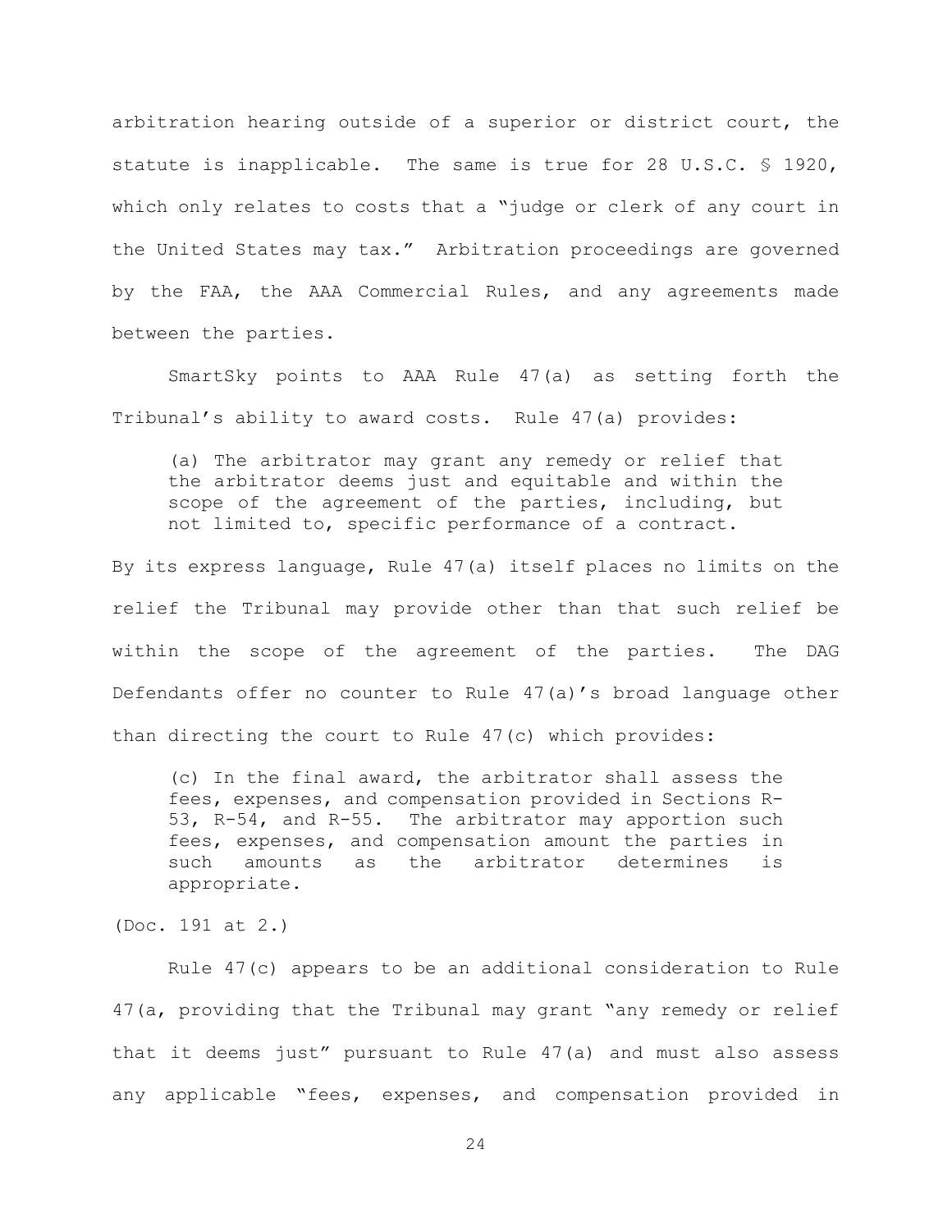arbitration hearing outside of a superior or district court, the statute is inapplicable. The same is true for 28 U.S.C. § 1920, which only relates to costs that a "judge or clerk of any court in the United States may tax." Arbitration proceedings are governed by the FAA, the AAA Commercial Rules, and any agreements made between the parties.

SmartSky points to AAA Rule 47(a) as setting forth the Tribunal's ability to award costs. Rule 47(a) provides:

> (a) The arbitrator may grant any remedy or relief that the arbitrator deems just and equitable and within the scope of the agreement of the parties, including, but not limited to, specific performance of a contract.

By its express language, Rule 47(a) itself places no limits on the relief the Tribunal may provide other than that such relief be within the scope of the agreement of the parties. The DAG Defendants offer no counter to Rule 47(a)'s broad language other than directing the court to Rule 47(c) which provides:

> (c) In the final award, the arbitrator shall assess the fees, expenses, and compensation provided in Sections R-53, R-54, and R-55. The arbitrator may apportion such fees, expenses, and compensation amount the parties in such amounts as the arbitrator determines is appropriate.

(Doc. 191 at 2.)

Rule 47(c) appears to be an additional consideration to Rule 47(a, providing that the Tribunal may grant "any remedy or relief that it deems just" pursuant to Rule 47(a) and must also assess any applicable "fees, expenses, and compensation provided in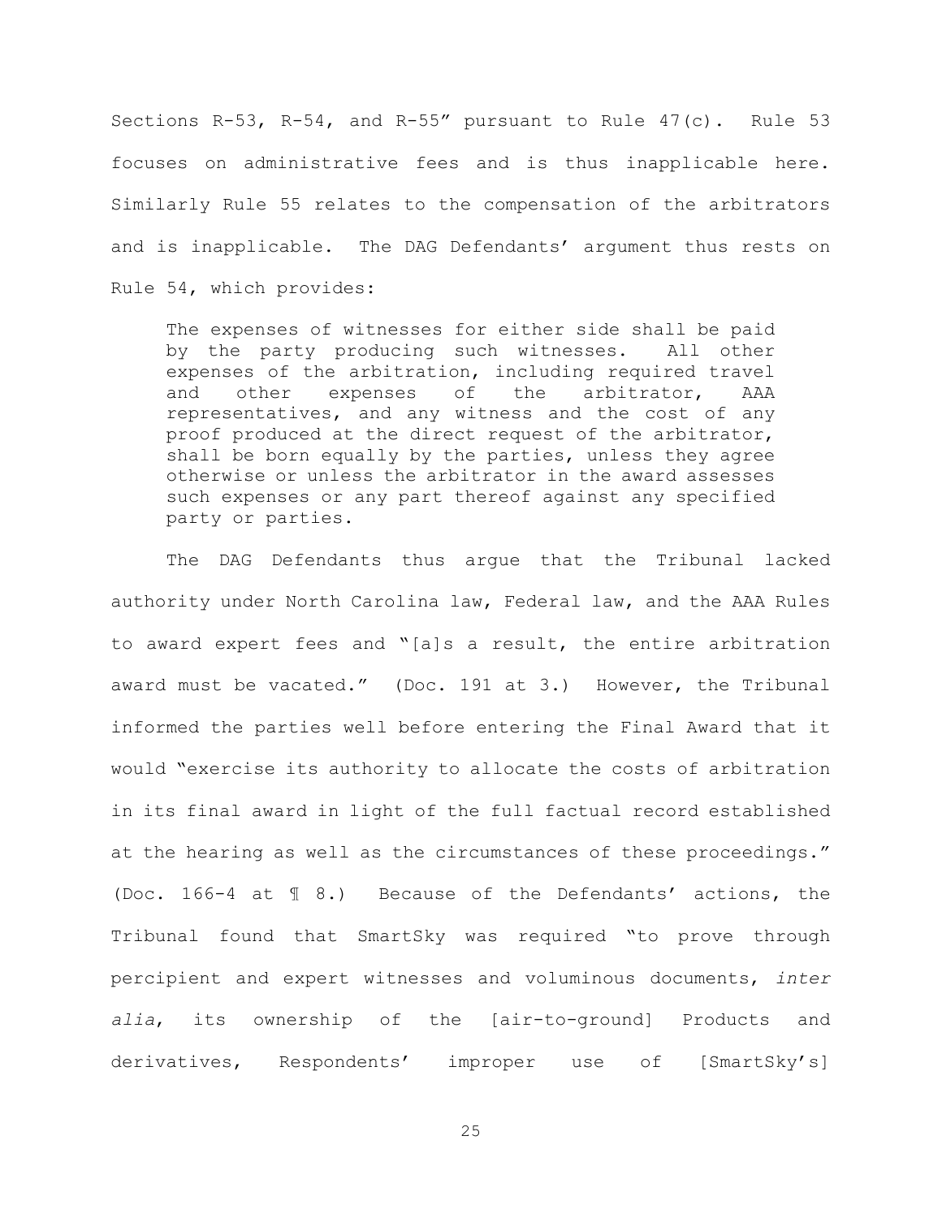Sections R-53, R-54, and R-55" pursuant to Rule 47(c). Rule 53 focuses on administrative fees and is thus inapplicable here. Similarly Rule 55 relates to the compensation of the arbitrators and is inapplicable. The DAG Defendants' argument thus rests on Rule 54, which provides:

> The expenses of witnesses for either side shall be paid by the party producing such witnesses. All other expenses of the arbitration, including required travel and other expenses of the arbitrator, AAA representatives, and any witness and the cost of any proof produced at the direct request of the arbitrator, shall be born equally by the parties, unless they agree otherwise or unless the arbitrator in the award assesses such expenses or any part thereof against any specified party or parties.

The DAG Defendants thus argue that the Tribunal lacked authority under North Carolina law, Federal law, and the AAA Rules to award expert fees and "[a]s a result, the entire arbitration award must be vacated." (Doc. 191 at 3.) However, the Tribunal informed the parties well before entering the Final Award that it would "exercise its authority to allocate the costs of arbitration in its final award in light of the full factual record established at the hearing as well as the circumstances of these proceedings." (Doc. 166-4 at ¶ 8.) Because of the Defendants' actions, the Tribunal found that SmartSky was required "to prove through percipient and expert witnesses and voluminous documents, *inter alia*, its ownership of the [air-to-ground] Products and derivatives, Respondents' improper use of [SmartSky's]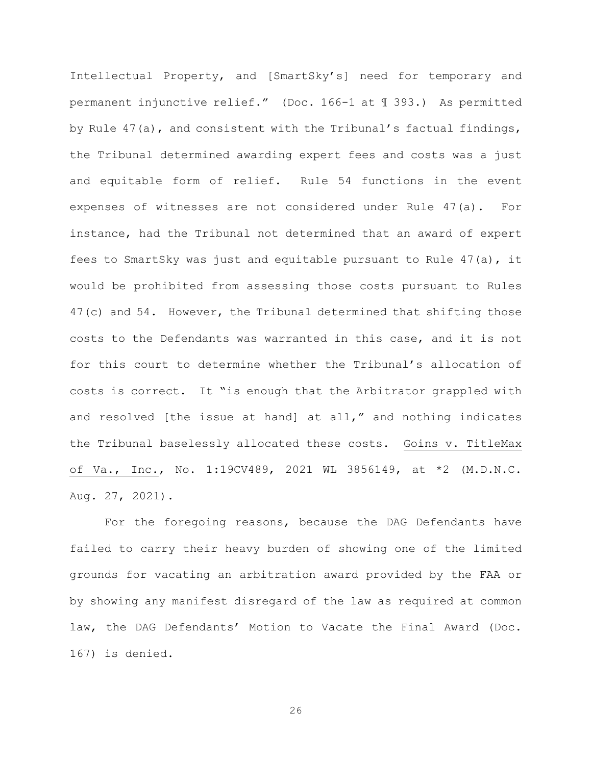Intellectual Property, and [SmartSky's] need for temporary and permanent injunctive relief." (Doc. 166-1 at ¶ 393.) As permitted by Rule 47(a), and consistent with the Tribunal's factual findings, the Tribunal determined awarding expert fees and costs was a just and equitable form of relief. Rule 54 functions in the event expenses of witnesses are not considered under Rule 47(a). For instance, had the Tribunal not determined that an award of expert fees to SmartSky was just and equitable pursuant to Rule 47(a), it would be prohibited from assessing those costs pursuant to Rules 47(c) and 54. However, the Tribunal determined that shifting those costs to the Defendants was warranted in this case, and it is not for this court to determine whether the Tribunal's allocation of costs is correct. It "is enough that the Arbitrator grappled with and resolved [the issue at hand] at all," and nothing indicates the Tribunal baselessly allocated these costs. Goins v. TitleMax of Va., Inc., No. 1:19CV489, 2021 WL 3856149, at *2 (M.D.N.C. Aug. 27, 2021).

For the foregoing reasons, because the DAG Defendants have failed to carry their heavy burden of showing one of the limited grounds for vacating an arbitration award provided by the FAA or by showing any manifest disregard of the law as required at common law, the DAG Defendants' Motion to Vacate the Final Award (Doc. 167) is denied.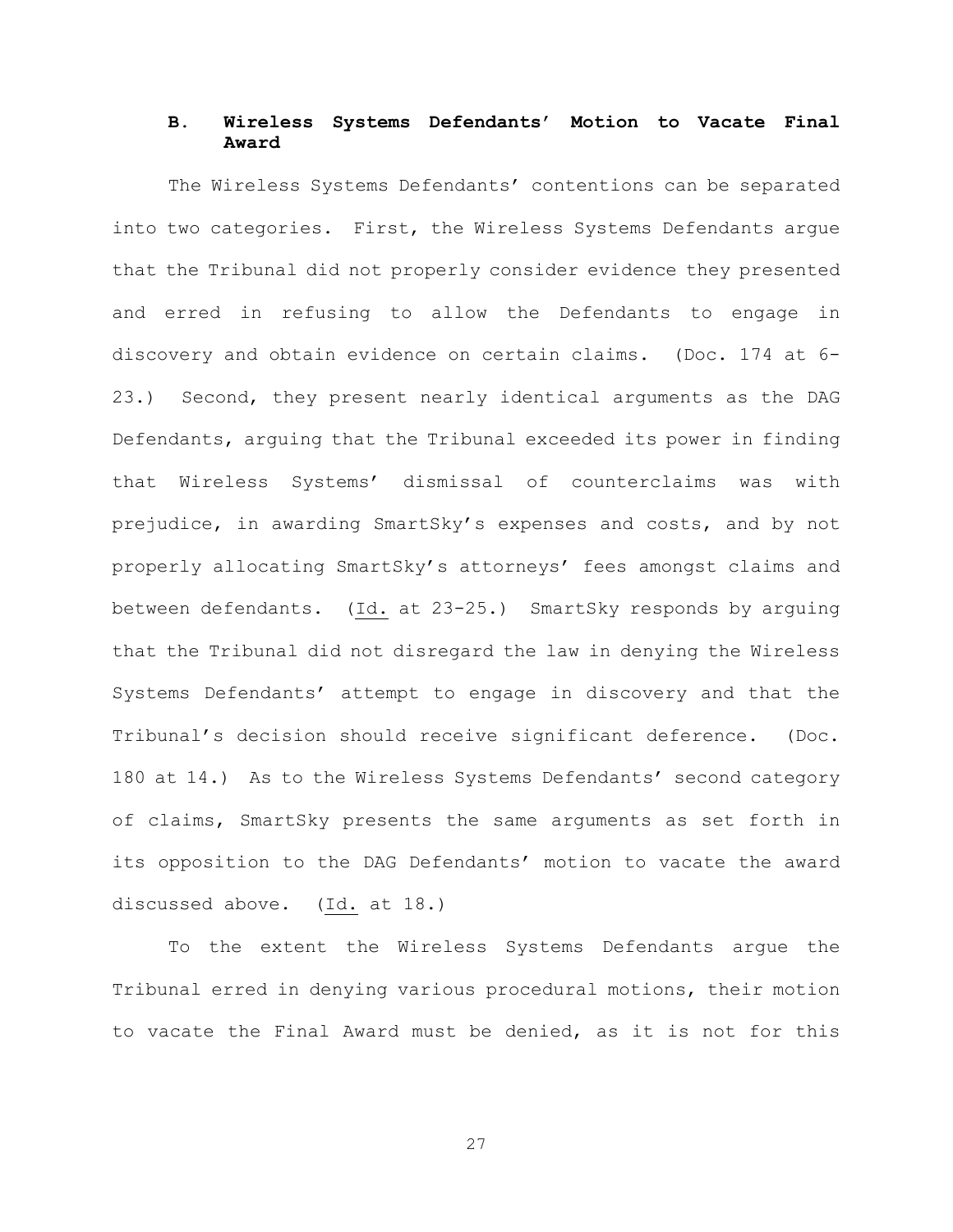### B. Wireless Systems Defendants' Motion to Vacate Final Award

The Wireless Systems Defendants' contentions can be separated into two categories. First, the Wireless Systems Defendants argue that the Tribunal did not properly consider evidence they presented and erred in refusing to allow the Defendants to engage in discovery and obtain evidence on certain claims. (Doc. 174 at 6-23.) Second, they present nearly identical arguments as the DAG Defendants, arguing that the Tribunal exceeded its power in finding that Wireless Systems' dismissal of counterclaims was with prejudice, in awarding SmartSky's expenses and costs, and by not properly allocating SmartSky's attorneys' fees amongst claims and between defendants. (Id. at 23-25.) SmartSky responds by arguing that the Tribunal did not disregard the law in denying the Wireless Systems Defendants' attempt to engage in discovery and that the Tribunal's decision should receive significant deference. (Doc. 180 at 14.) As to the Wireless Systems Defendants' second category of claims, SmartSky presents the same arguments as set forth in its opposition to the DAG Defendants' motion to vacate the award discussed above. (Id. at 18.)

To the extent the Wireless Systems Defendants argue the Tribunal erred in denying various procedural motions, their motion to vacate the Final Award must be denied, as it is not for this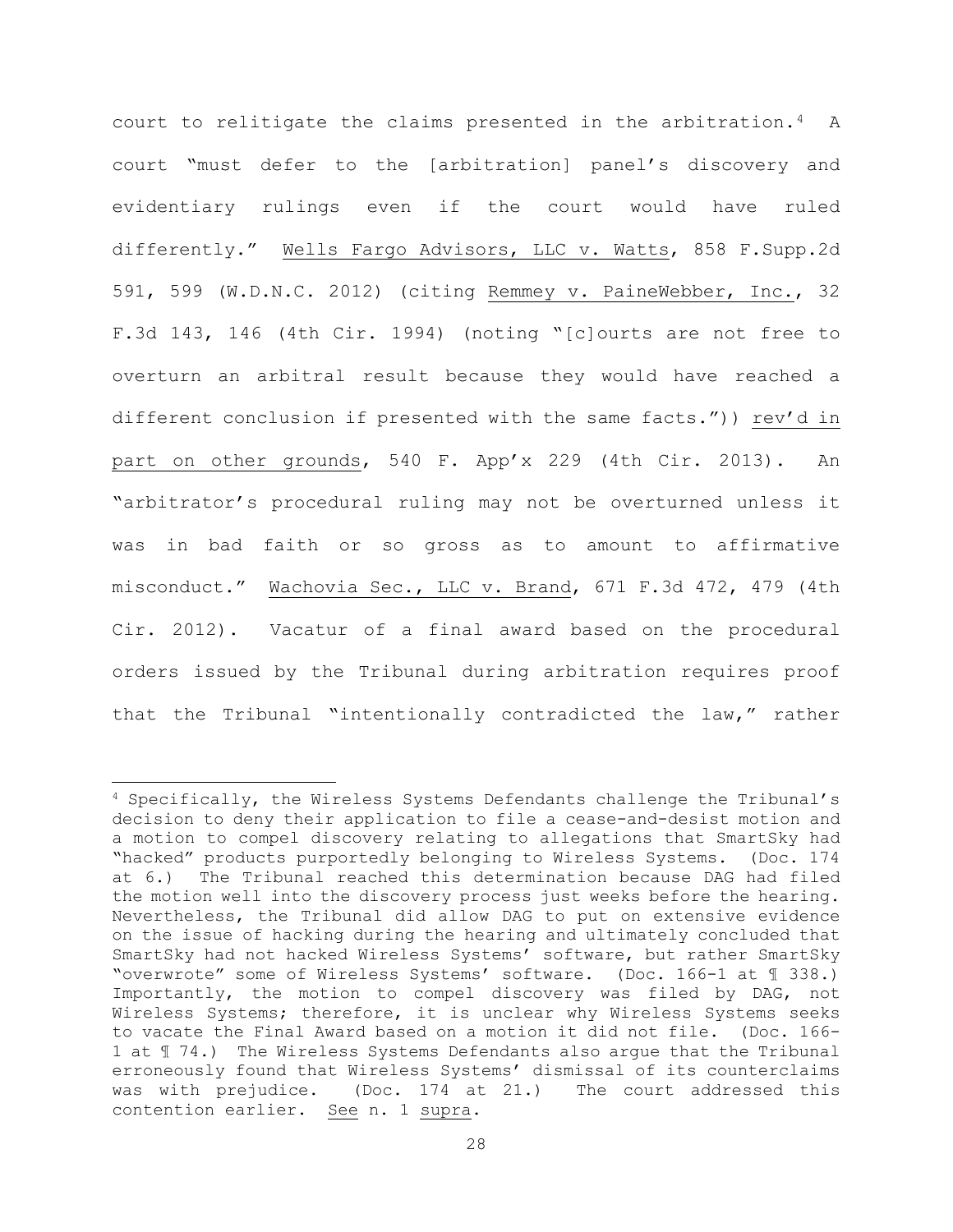court to relitigate the claims presented in the arbitration.[4] A court "must defer to the [arbitration] panel's discovery and evidentiary rulings even if the court would have ruled differently." Wells Fargo Advisors, LLC v. Watts, 858 F.Supp.2d 591, 599 (W.D.N.C. 2012) (citing Remmey v. PaineWebber, Inc., 32 F.3d 143, 146 (4th Cir. 1994) (noting "[c]ourts are not free to overturn an arbitral result because they would have reached a different conclusion if presented with the same facts.")) rev'd in part on other grounds, 540 F. App'x 229 (4th Cir. 2013). An "arbitrator's procedural ruling may not be overturned unless it was in bad faith or so gross as to amount to affirmative misconduct." Wachovia Sec., LLC v. Brand, 671 F.3d 472, 479 (4th Cir. 2012). Vacatur of a final award based on the procedural orders issued by the Tribunal during arbitration requires proof that the Tribunal "intentionally contradicted the law," rather

---

[4] Specifically, the Wireless Systems Defendants challenge the Tribunal's decision to deny their application to file a cease-and-desist motion and a motion to compel discovery relating to allegations that SmartSky had "hacked" products purportedly belonging to Wireless Systems. (Doc. 174 at 6.) The Tribunal reached this determination because DAG had filed the motion well into the discovery process just weeks before the hearing. Nevertheless, the Tribunal did allow DAG to put on extensive evidence on the issue of hacking during the hearing and ultimately concluded that SmartSky had not hacked Wireless Systems' software, but rather SmartSky "overwrote" some of Wireless Systems' software. (Doc. 166-1 at ¶ 338.) Importantly, the motion to compel discovery was filed by DAG, not Wireless Systems; therefore, it is unclear why Wireless Systems seeks to vacate the Final Award based on a motion it did not file. (Doc. 166-1 at ¶ 74.) The Wireless Systems Defendants also argue that the Tribunal erroneously found that Wireless Systems' dismissal of its counterclaims was with prejudice. (Doc. 174 at 21.) The court addressed this contention earlier. See n. 1 supra.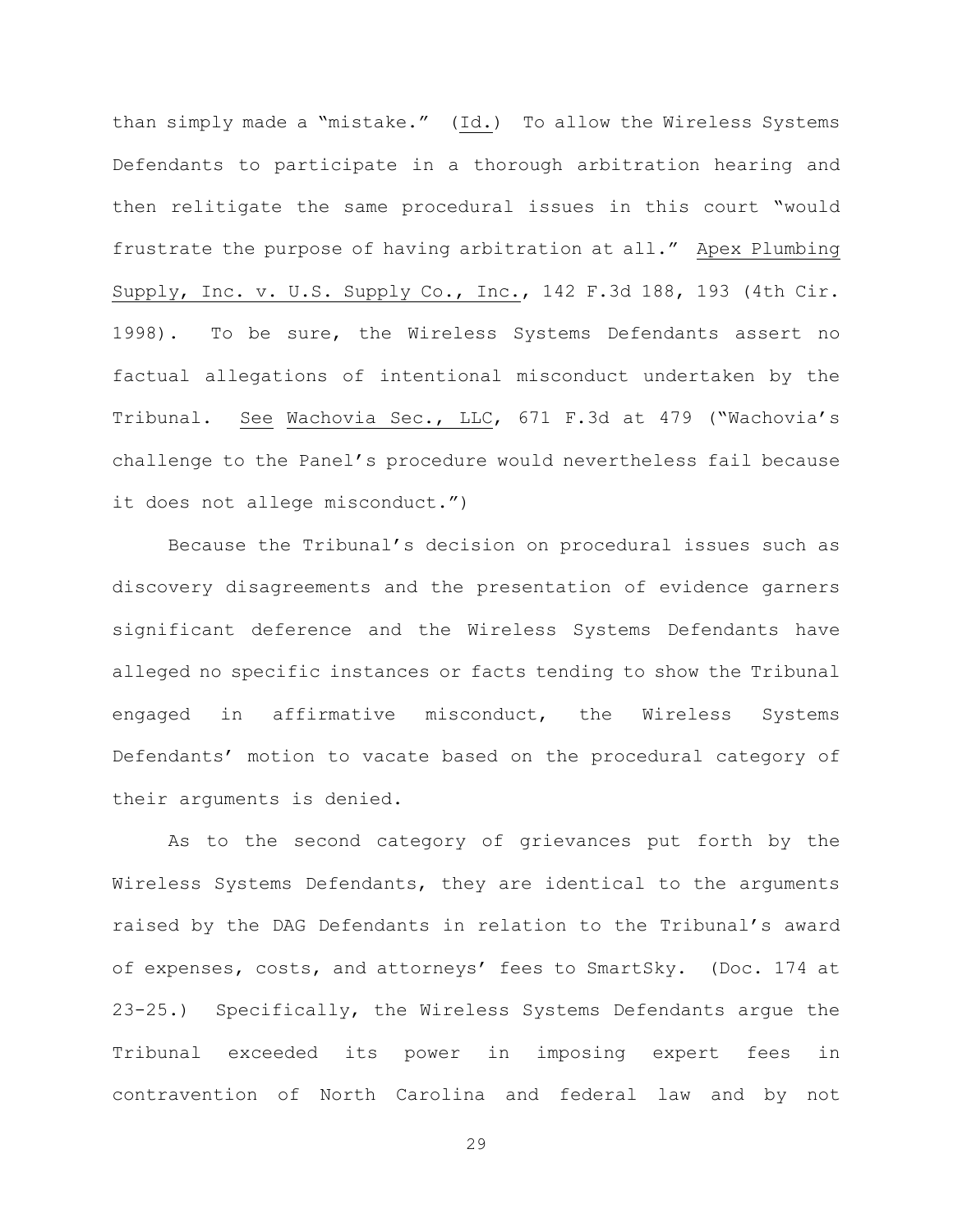than simply made a "mistake." (Id.) To allow the Wireless Systems Defendants to participate in a thorough arbitration hearing and then relitigate the same procedural issues in this court "would frustrate the purpose of having arbitration at all." Apex Plumbing Supply, Inc. v. U.S. Supply Co., Inc., 142 F.3d 188, 193 (4th Cir. 1998). To be sure, the Wireless Systems Defendants assert no factual allegations of intentional misconduct undertaken by the Tribunal. See Wachovia Sec., LLC, 671 F.3d at 479 ("Wachovia's challenge to the Panel's procedure would nevertheless fail because it does not allege misconduct.")

Because the Tribunal's decision on procedural issues such as discovery disagreements and the presentation of evidence garners significant deference and the Wireless Systems Defendants have alleged no specific instances or facts tending to show the Tribunal engaged in affirmative misconduct, the Wireless Systems Defendants' motion to vacate based on the procedural category of their arguments is denied.

As to the second category of grievances put forth by the Wireless Systems Defendants, they are identical to the arguments raised by the DAG Defendants in relation to the Tribunal's award of expenses, costs, and attorneys' fees to SmartSky. (Doc. 174 at 23-25.) Specifically, the Wireless Systems Defendants argue the Tribunal exceeded its power in imposing expert fees in contravention of North Carolina and federal law and by not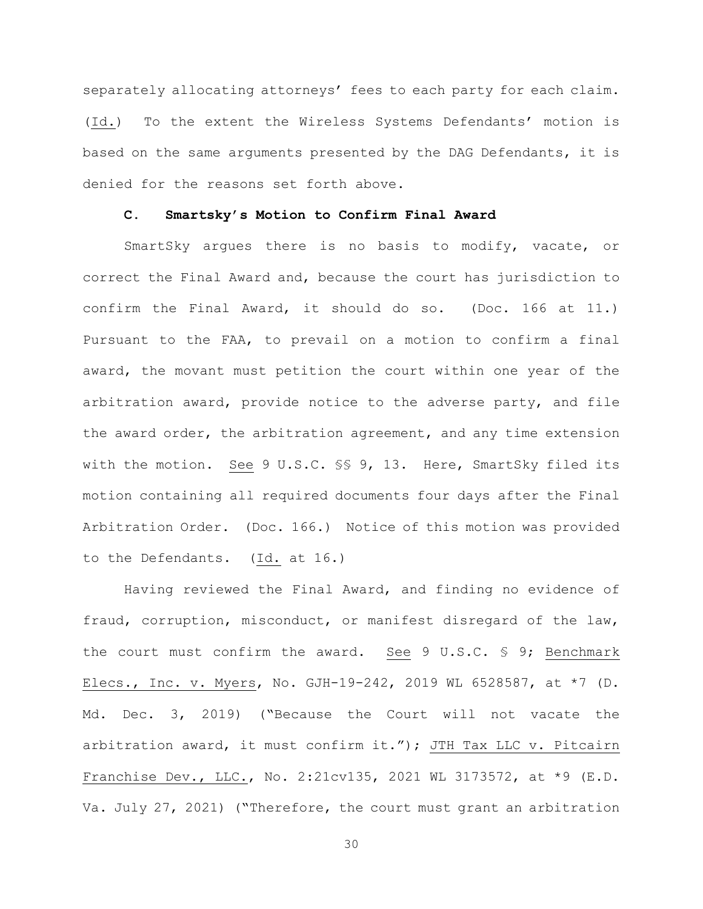separately allocating attorneys' fees to each party for each claim. (Id.) To the extent the Wireless Systems Defendants' motion is based on the same arguments presented by the DAG Defendants, it is denied for the reasons set forth above.

### C. Smartsky's Motion to Confirm Final Award

SmartSky argues there is no basis to modify, vacate, or correct the Final Award and, because the court has jurisdiction to confirm the Final Award, it should do so. (Doc. 166 at 11.) Pursuant to the FAA, to prevail on a motion to confirm a final award, the movant must petition the court within one year of the arbitration award, provide notice to the adverse party, and file the award order, the arbitration agreement, and any time extension with the motion. See 9 U.S.C. §§ 9, 13. Here, SmartSky filed its motion containing all required documents four days after the Final Arbitration Order. (Doc. 166.) Notice of this motion was provided to the Defendants. (Id. at 16.)

Having reviewed the Final Award, and finding no evidence of fraud, corruption, misconduct, or manifest disregard of the law, the court must confirm the award. See 9 U.S.C. § 9; Benchmark Elecs., Inc. v. Myers, No. GJH-19-242, 2019 WL 6528587, at *7 (D. Md. Dec. 3, 2019) ("Because the Court will not vacate the arbitration award, it must confirm it."); JTH Tax LLC v. Pitcairn Franchise Dev., LLC., No. 2:21cv135, 2021 WL 3173572, at *9 (E.D. Va. July 27, 2021) ("Therefore, the court must grant an arbitration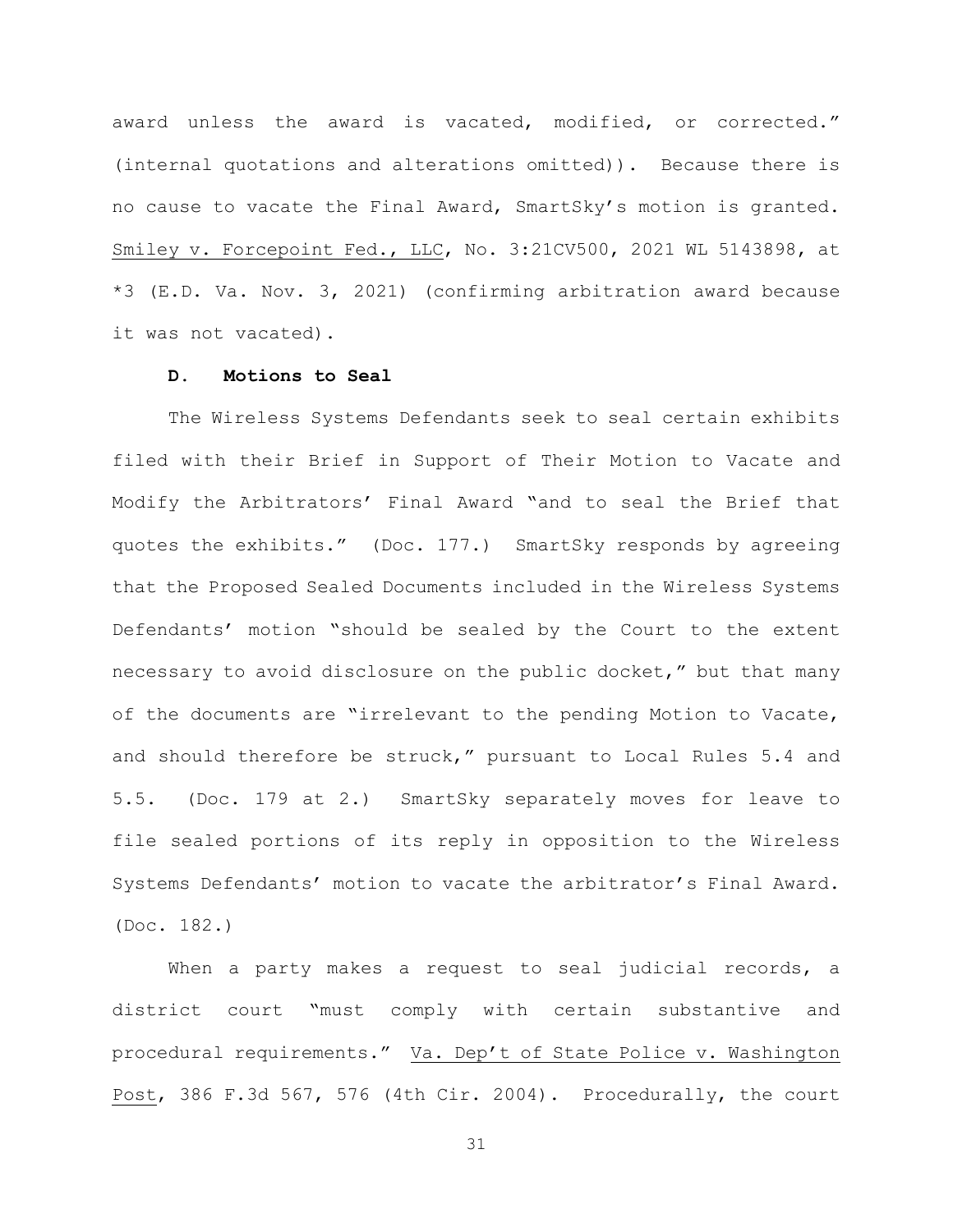award unless the award is vacated, modified, or corrected." (internal quotations and alterations omitted)). Because there is no cause to vacate the Final Award, SmartSky's motion is granted. Smiley v. Forcepoint Fed., LLC, No. 3:21CV500, 2021 WL 5143898, at *3 (E.D. Va. Nov. 3, 2021) (confirming arbitration award because it was not vacated).

**D. Motions to Seal**

The Wireless Systems Defendants seek to seal certain exhibits filed with their Brief in Support of Their Motion to Vacate and Modify the Arbitrators' Final Award "and to seal the Brief that quotes the exhibits." (Doc. 177.) SmartSky responds by agreeing that the Proposed Sealed Documents included in the Wireless Systems Defendants' motion "should be sealed by the Court to the extent necessary to avoid disclosure on the public docket," but that many of the documents are "irrelevant to the pending Motion to Vacate, and should therefore be struck," pursuant to Local Rules 5.4 and 5.5. (Doc. 179 at 2.) SmartSky separately moves for leave to file sealed portions of its reply in opposition to the Wireless Systems Defendants' motion to vacate the arbitrator's Final Award. (Doc. 182.)

When a party makes a request to seal judicial records, a district court "must comply with certain substantive and procedural requirements." Va. Dep't of State Police v. Washington Post, 386 F.3d 567, 576 (4th Cir. 2004). Procedurally, the court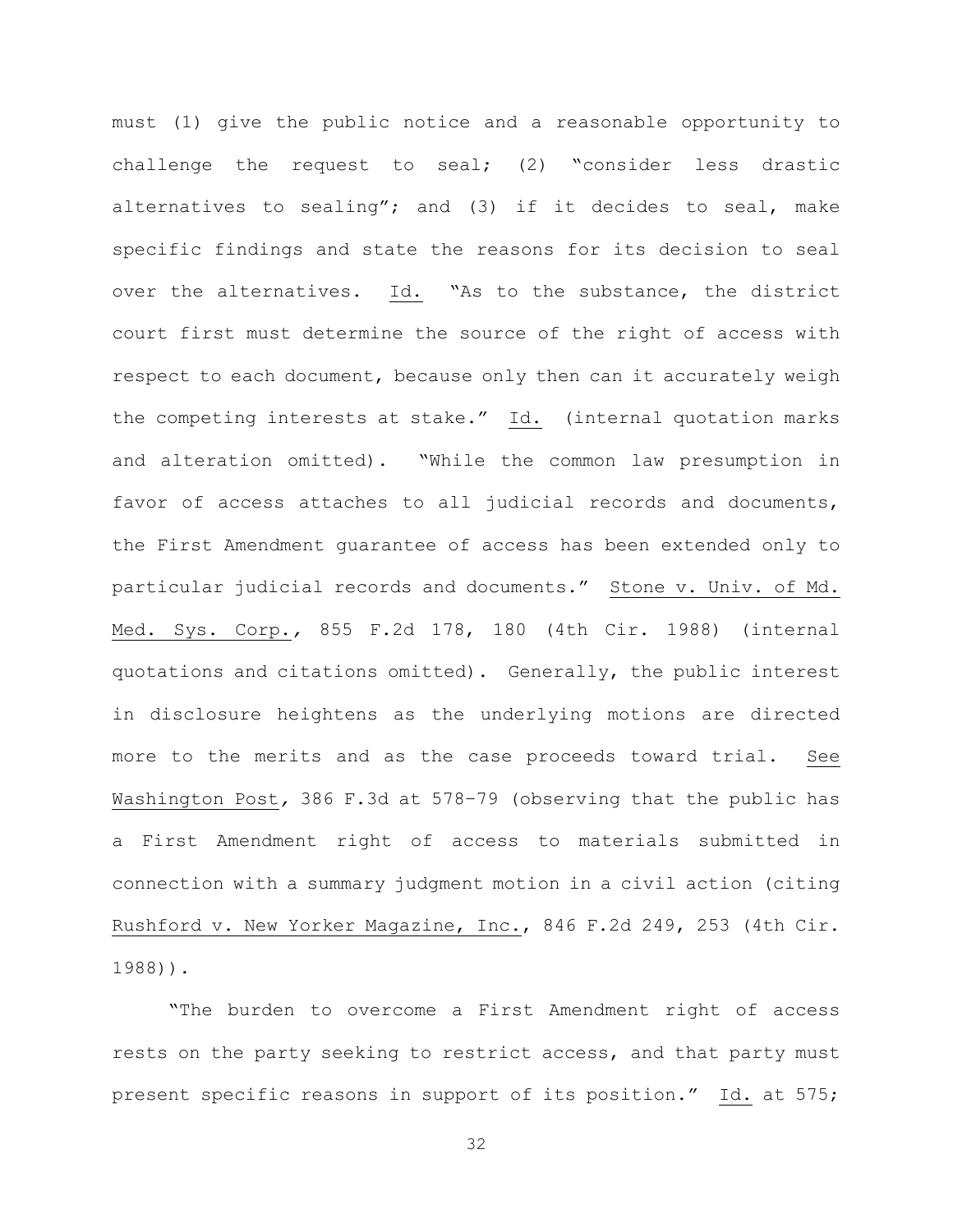must (1) give the public notice and a reasonable opportunity to challenge the request to seal; (2) "consider less drastic alternatives to sealing"; and (3) if it decides to seal, make specific findings and state the reasons for its decision to seal over the alternatives. Id. "As to the substance, the district court first must determine the source of the right of access with respect to each document, because only then can it accurately weigh the competing interests at stake." Id. (internal quotation marks and alteration omitted). "While the common law presumption in favor of access attaches to all judicial records and documents, the First Amendment guarantee of access has been extended only to particular judicial records and documents." Stone v. Univ. of Md. Med. Sys. Corp., 855 F.2d 178, 180 (4th Cir. 1988) (internal quotations and citations omitted). Generally, the public interest in disclosure heightens as the underlying motions are directed more to the merits and as the case proceeds toward trial. See Washington Post, 386 F.3d at 578–79 (observing that the public has a First Amendment right of access to materials submitted in connection with a summary judgment motion in a civil action (citing Rushford v. New Yorker Magazine, Inc., 846 F.2d 249, 253 (4th Cir. 1988)).

"The burden to overcome a First Amendment right of access rests on the party seeking to restrict access, and that party must present specific reasons in support of its position." Id. at 575;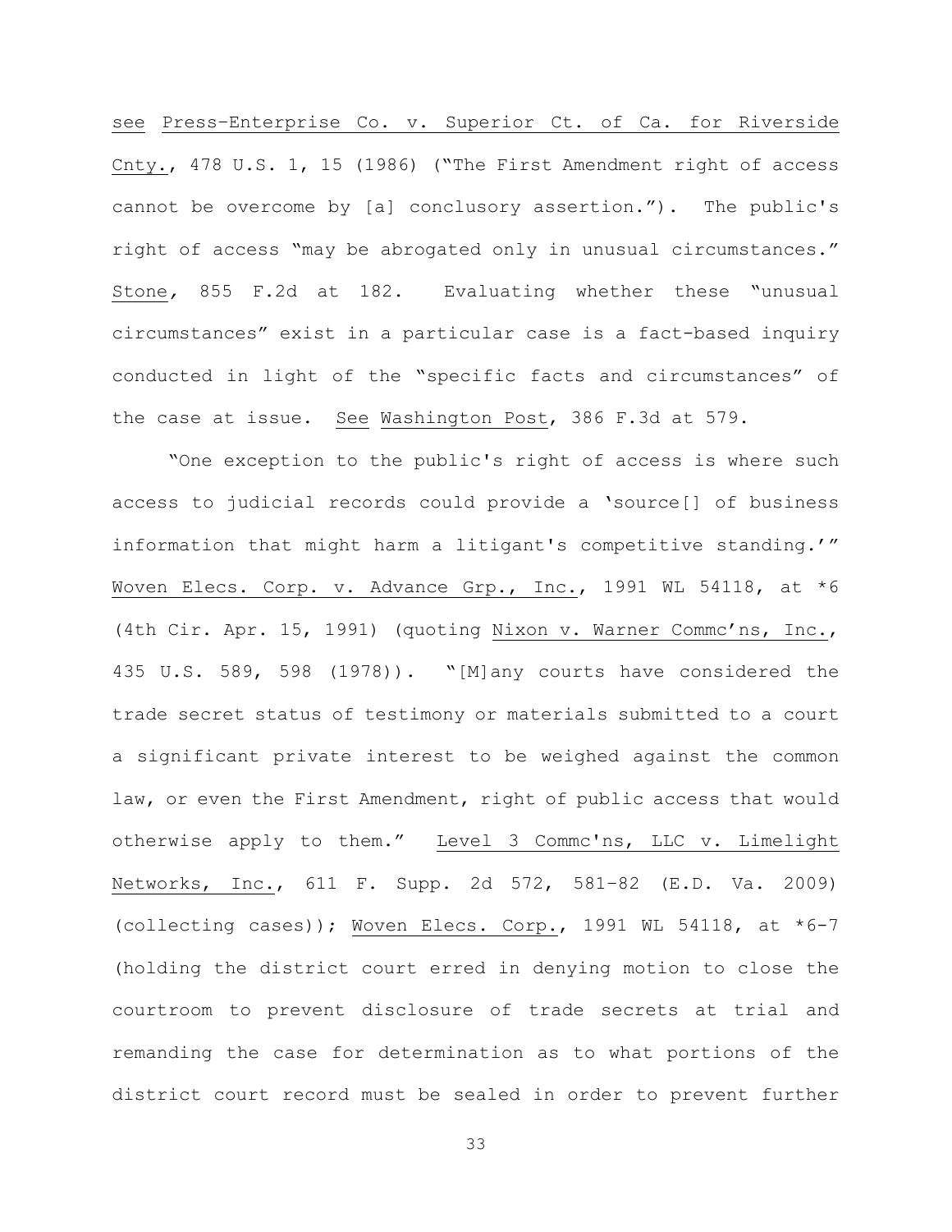see Press-Enterprise Co. v. Superior Ct. of Ca. for Riverside Cnty., 478 U.S. 1, 15 (1986) ("The First Amendment right of access cannot be overcome by [a] conclusory assertion."). The public's right of access "may be abrogated only in unusual circumstances." Stone, 855 F.2d at 182. Evaluating whether these "unusual circumstances" exist in a particular case is a fact-based inquiry conducted in light of the "specific facts and circumstances" of the case at issue. See Washington Post, 386 F.3d at 579.

"One exception to the public's right of access is where such access to judicial records could provide a 'source[] of business information that might harm a litigant's competitive standing.'" Woven Elecs. Corp. v. Advance Grp., Inc., 1991 WL 54118, at *6 (4th Cir. Apr. 15, 1991) (quoting Nixon v. Warner Commc'ns, Inc., 435 U.S. 589, 598 (1978)). "[M]any courts have considered the trade secret status of testimony or materials submitted to a court a significant private interest to be weighed against the common law, or even the First Amendment, right of public access that would otherwise apply to them." Level 3 Commc'ns, LLC v. Limelight Networks, Inc., 611 F. Supp. 2d 572, 581–82 (E.D. Va. 2009) (collecting cases)); Woven Elecs. Corp., 1991 WL 54118, at *6-7 (holding the district court erred in denying motion to close the courtroom to prevent disclosure of trade secrets at trial and remanding the case for determination as to what portions of the district court record must be sealed in order to prevent further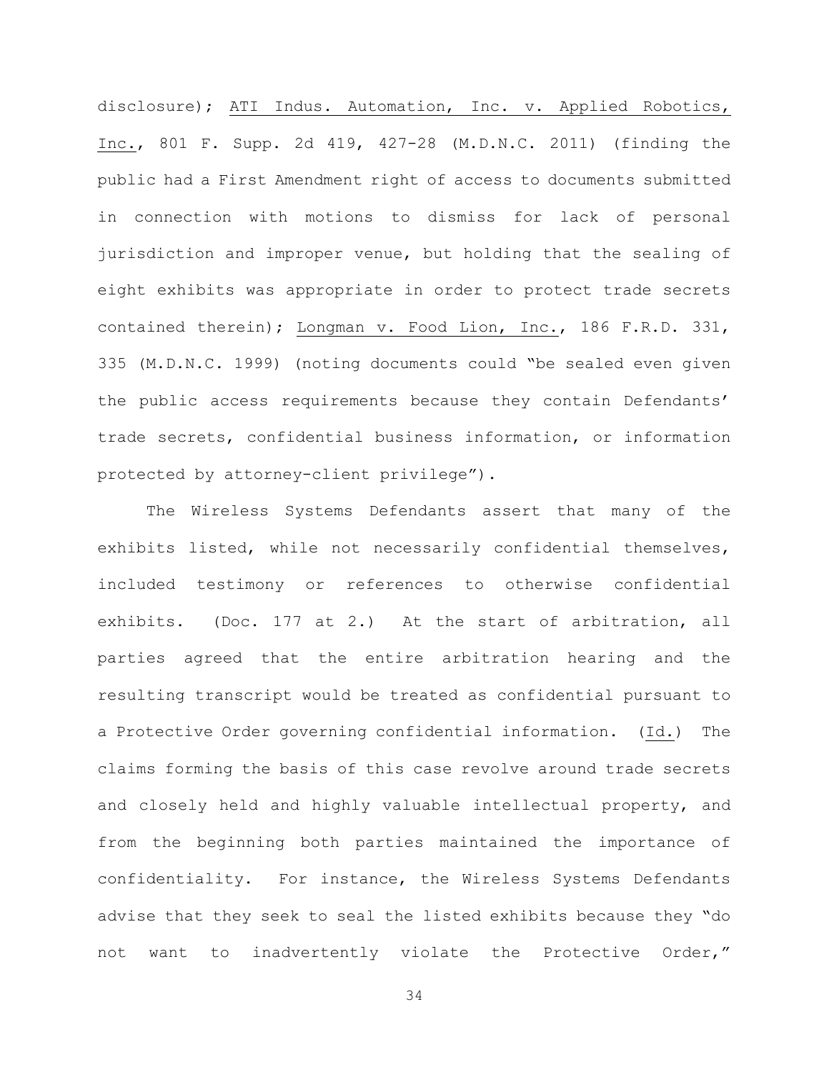disclosure); <u>ATI Indus. Automation, Inc. v. Applied Robotics, Inc.</u>, 801 F. Supp. 2d 419, 427-28 (M.D.N.C. 2011) (finding the public had a First Amendment right of access to documents submitted in connection with motions to dismiss for lack of personal jurisdiction and improper venue, but holding that the sealing of eight exhibits was appropriate in order to protect trade secrets contained therein); <u>Longman v. Food Lion, Inc.</u>, 186 F.R.D. 331, 335 (M.D.N.C. 1999) (noting documents could "be sealed even given the public access requirements because they contain Defendants' trade secrets, confidential business information, or information protected by attorney-client privilege").

The Wireless Systems Defendants assert that many of the exhibits listed, while not necessarily confidential themselves, included testimony or references to otherwise confidential exhibits. (Doc. 177 at 2.) At the start of arbitration, all parties agreed that the entire arbitration hearing and the resulting transcript would be treated as confidential pursuant to a Protective Order governing confidential information. (<u>Id.</u>) The claims forming the basis of this case revolve around trade secrets and closely held and highly valuable intellectual property, and from the beginning both parties maintained the importance of confidentiality. For instance, the Wireless Systems Defendants advise that they seek to seal the listed exhibits because they "do not want to inadvertently violate the Protective Order,"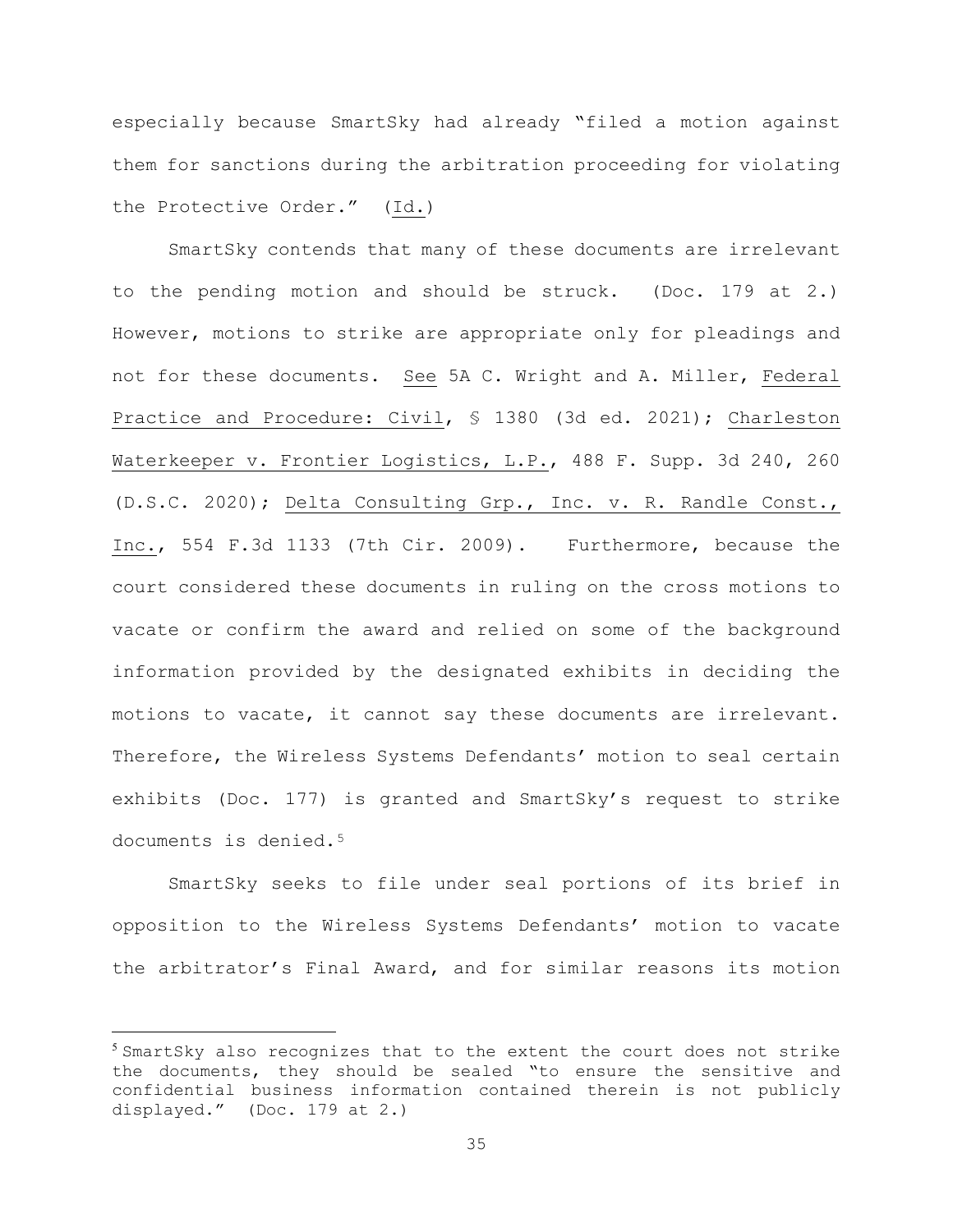especially because SmartSky had already "filed a motion against them for sanctions during the arbitration proceeding for violating the Protective Order." (Id.)

SmartSky contends that many of these documents are irrelevant to the pending motion and should be struck. (Doc. 179 at 2.) However, motions to strike are appropriate only for pleadings and not for these documents. See 5A C. Wright and A. Miller, Federal Practice and Procedure: Civil, § 1380 (3d ed. 2021); Charleston Waterkeeper v. Frontier Logistics, L.P., 488 F. Supp. 3d 240, 260 (D.S.C. 2020); Delta Consulting Grp., Inc. v. R. Randle Const., Inc., 554 F.3d 1133 (7th Cir. 2009). Furthermore, because the court considered these documents in ruling on the cross motions to vacate or confirm the award and relied on some of the background information provided by the designated exhibits in deciding the motions to vacate, it cannot say these documents are irrelevant. Therefore, the Wireless Systems Defendants' motion to seal certain exhibits (Doc. 177) is granted and SmartSky's request to strike documents is denied.[5]

SmartSky seeks to file under seal portions of its brief in opposition to the Wireless Systems Defendants' motion to vacate the arbitrator's Final Award, and for similar reasons its motion

---

[5] SmartSky also recognizes that to the extent the court does not strike the documents, they should be sealed "to ensure the sensitive and confidential business information contained therein is not publicly displayed." (Doc. 179 at 2.)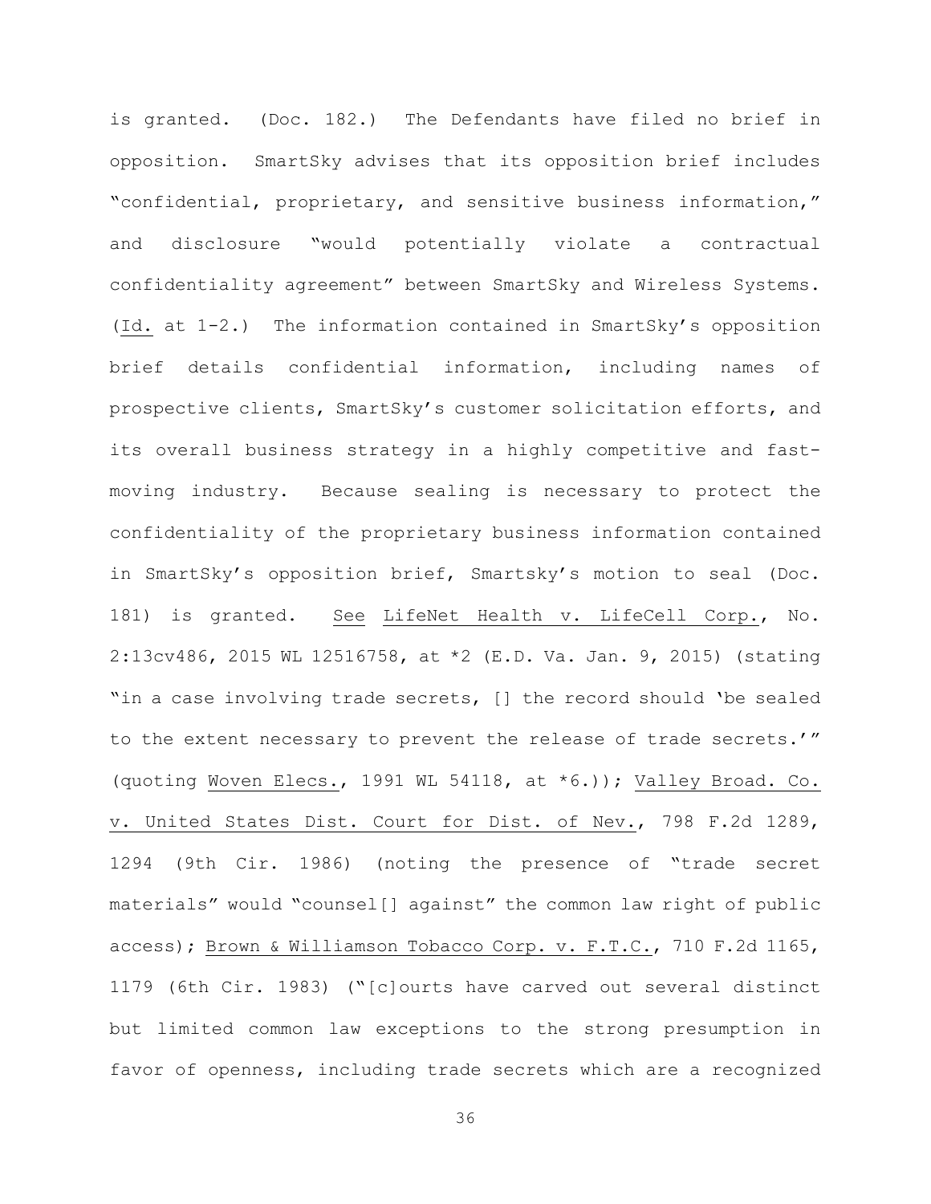is granted. (Doc. 182.) The Defendants have filed no brief in opposition. SmartSky advises that its opposition brief includes "confidential, proprietary, and sensitive business information," and disclosure "would potentially violate a contractual confidentiality agreement" between SmartSky and Wireless Systems. (Id. at 1-2.) The information contained in SmartSky's opposition brief details confidential information, including names of prospective clients, SmartSky's customer solicitation efforts, and its overall business strategy in a highly competitive and fast-moving industry. Because sealing is necessary to protect the confidentiality of the proprietary business information contained in SmartSky's opposition brief, Smartsky's motion to seal (Doc. 181) is granted. See LifeNet Health v. LifeCell Corp., No. 2:13cv486, 2015 WL 12516758, at *2 (E.D. Va. Jan. 9, 2015) (stating "in a case involving trade secrets, [] the record should 'be sealed to the extent necessary to prevent the release of trade secrets.'" (quoting Woven Elecs., 1991 WL 54118, at *6.)); Valley Broad. Co. v. United States Dist. Court for Dist. of Nev., 798 F.2d 1289, 1294 (9th Cir. 1986) (noting the presence of "trade secret materials" would "counsel[] against" the common law right of public access); Brown & Williamson Tobacco Corp. v. F.T.C., 710 F.2d 1165, 1179 (6th Cir. 1983) ("[c]ourts have carved out several distinct but limited common law exceptions to the strong presumption in favor of openness, including trade secrets which are a recognized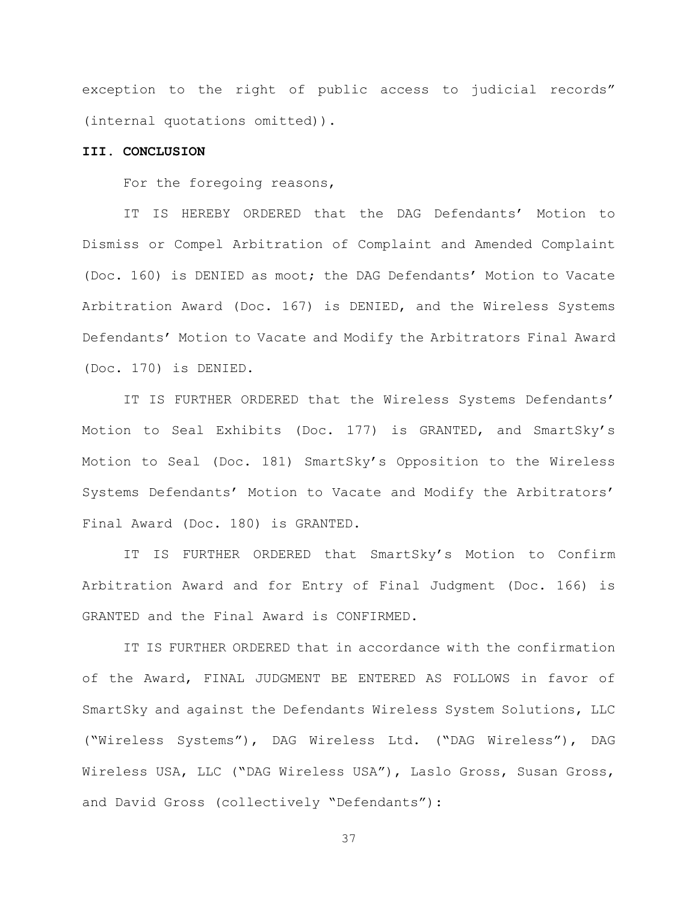exception to the right of public access to judicial records" (internal quotations omitted)).

## III. CONCLUSION

For the foregoing reasons,

IT IS HEREBY ORDERED that the DAG Defendants' Motion to Dismiss or Compel Arbitration of Complaint and Amended Complaint (Doc. 160) is DENIED as moot; the DAG Defendants' Motion to Vacate Arbitration Award (Doc. 167) is DENIED, and the Wireless Systems Defendants' Motion to Vacate and Modify the Arbitrators Final Award (Doc. 170) is DENIED.

IT IS FURTHER ORDERED that the Wireless Systems Defendants' Motion to Seal Exhibits (Doc. 177) is GRANTED, and SmartSky's Motion to Seal (Doc. 181) SmartSky's Opposition to the Wireless Systems Defendants' Motion to Vacate and Modify the Arbitrators' Final Award (Doc. 180) is GRANTED.

IT IS FURTHER ORDERED that SmartSky's Motion to Confirm Arbitration Award and for Entry of Final Judgment (Doc. 166) is GRANTED and the Final Award is CONFIRMED.

IT IS FURTHER ORDERED that in accordance with the confirmation of the Award, FINAL JUDGMENT BE ENTERED AS FOLLOWS in favor of SmartSky and against the Defendants Wireless System Solutions, LLC ("Wireless Systems"), DAG Wireless Ltd. ("DAG Wireless"), DAG Wireless USA, LLC ("DAG Wireless USA"), Laslo Gross, Susan Gross, and David Gross (collectively "Defendants"):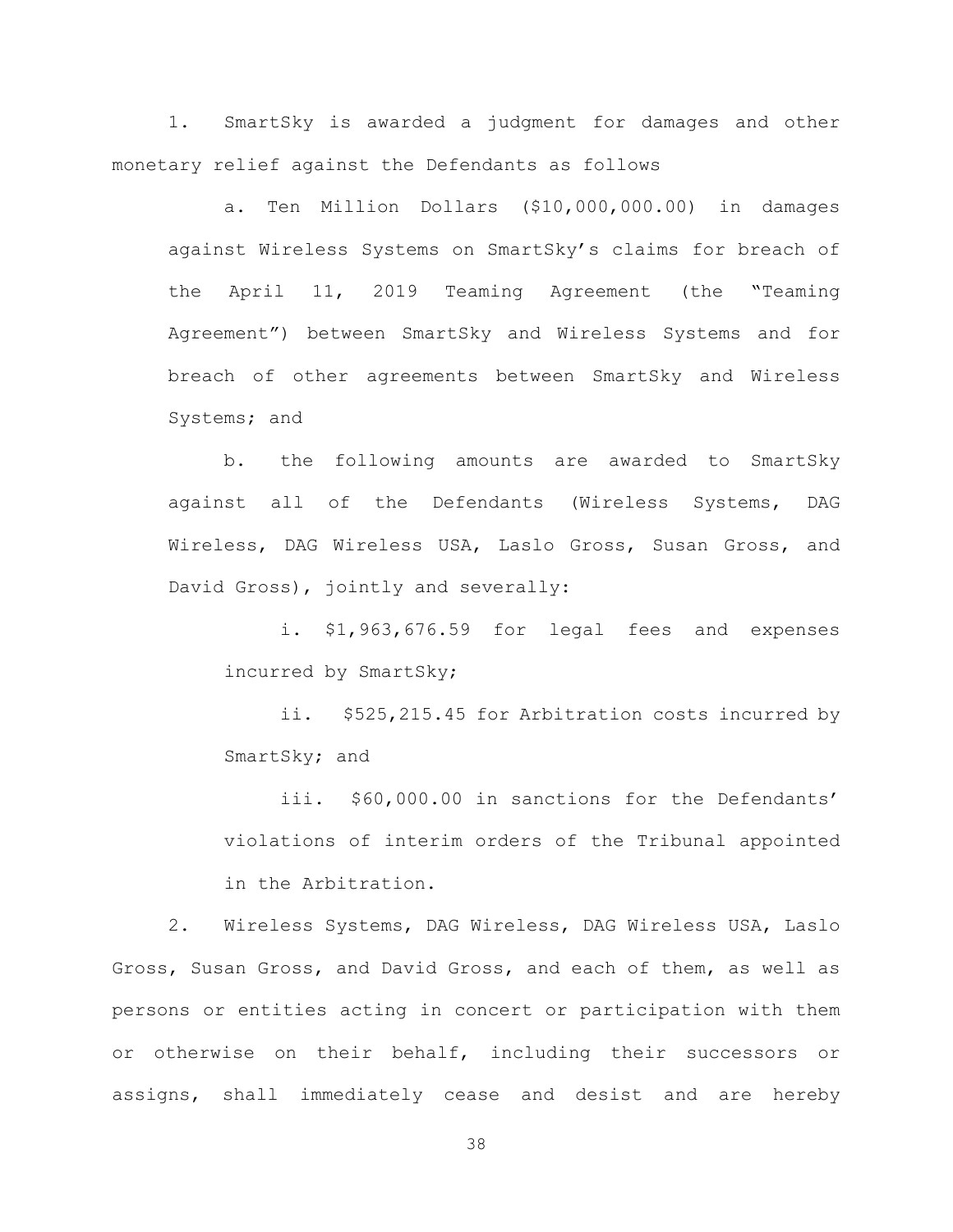1. SmartSky is awarded a judgment for damages and other monetary relief against the Defendants as follows

a. Ten Million Dollars ($10,000,000.00) in damages against Wireless Systems on SmartSky's claims for breach of the April 11, 2019 Teaming Agreement (the "Teaming Agreement") between SmartSky and Wireless Systems and for breach of other agreements between SmartSky and Wireless Systems; and

b. the following amounts are awarded to SmartSky against all of the Defendants (Wireless Systems, DAG Wireless, DAG Wireless USA, Laslo Gross, Susan Gross, and David Gross), jointly and severally:

i. $1,963,676.59 for legal fees and expenses incurred by SmartSky;

ii. $525,215.45 for Arbitration costs incurred by SmartSky; and

iii. $60,000.00 in sanctions for the Defendants' violations of interim orders of the Tribunal appointed in the Arbitration.

2. Wireless Systems, DAG Wireless, DAG Wireless USA, Laslo Gross, Susan Gross, and David Gross, and each of them, as well as persons or entities acting in concert or participation with them or otherwise on their behalf, including their successors or assigns, shall immediately cease and desist and are hereby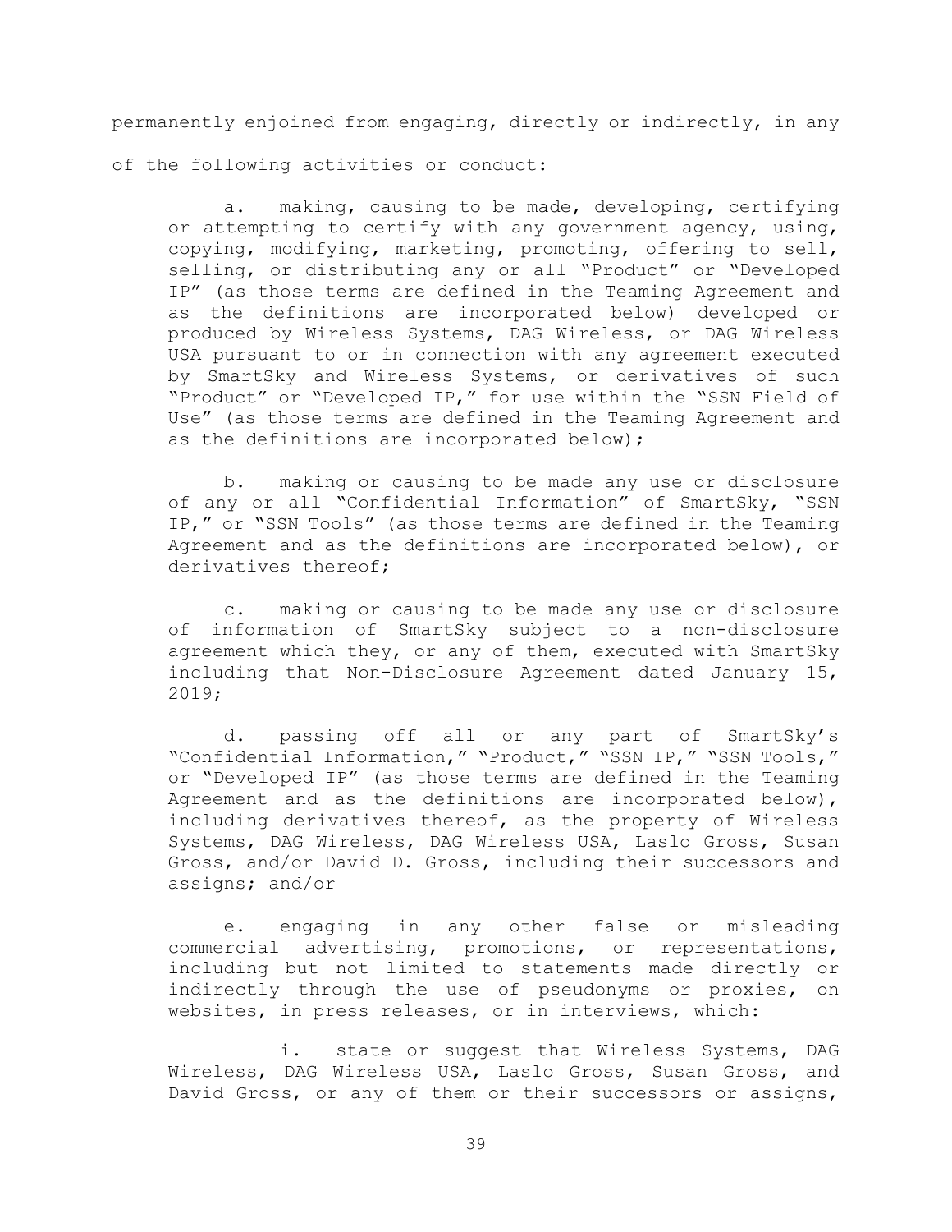permanently enjoined from engaging, directly or indirectly, in any of the following activities or conduct:

a. making, causing to be made, developing, certifying or attempting to certify with any government agency, using, copying, modifying, marketing, promoting, offering to sell, selling, or distributing any or all "Product" or "Developed IP" (as those terms are defined in the Teaming Agreement and as the definitions are incorporated below) developed or produced by Wireless Systems, DAG Wireless, or DAG Wireless USA pursuant to or in connection with any agreement executed by SmartSky and Wireless Systems, or derivatives of such "Product" or "Developed IP," for use within the "SSN Field of Use" (as those terms are defined in the Teaming Agreement and as the definitions are incorporated below);

b. making or causing to be made any use or disclosure of any or all "Confidential Information" of SmartSky, "SSN IP," or "SSN Tools" (as those terms are defined in the Teaming Agreement and as the definitions are incorporated below), or derivatives thereof;

c. making or causing to be made any use or disclosure of information of SmartSky subject to a non-disclosure agreement which they, or any of them, executed with SmartSky including that Non-Disclosure Agreement dated January 15, 2019;

d. passing off all or any part of SmartSky's "Confidential Information," "Product," "SSN IP," "SSN Tools," or "Developed IP" (as those terms are defined in the Teaming Agreement and as the definitions are incorporated below), including derivatives thereof, as the property of Wireless Systems, DAG Wireless, DAG Wireless USA, Laslo Gross, Susan Gross, and/or David D. Gross, including their successors and assigns; and/or

e. engaging in any other false or misleading commercial advertising, promotions, or representations, including but not limited to statements made directly or indirectly through the use of pseudonyms or proxies, on websites, in press releases, or in interviews, which:

i. state or suggest that Wireless Systems, DAG Wireless, DAG Wireless USA, Laslo Gross, Susan Gross, and David Gross, or any of them or their successors or assigns,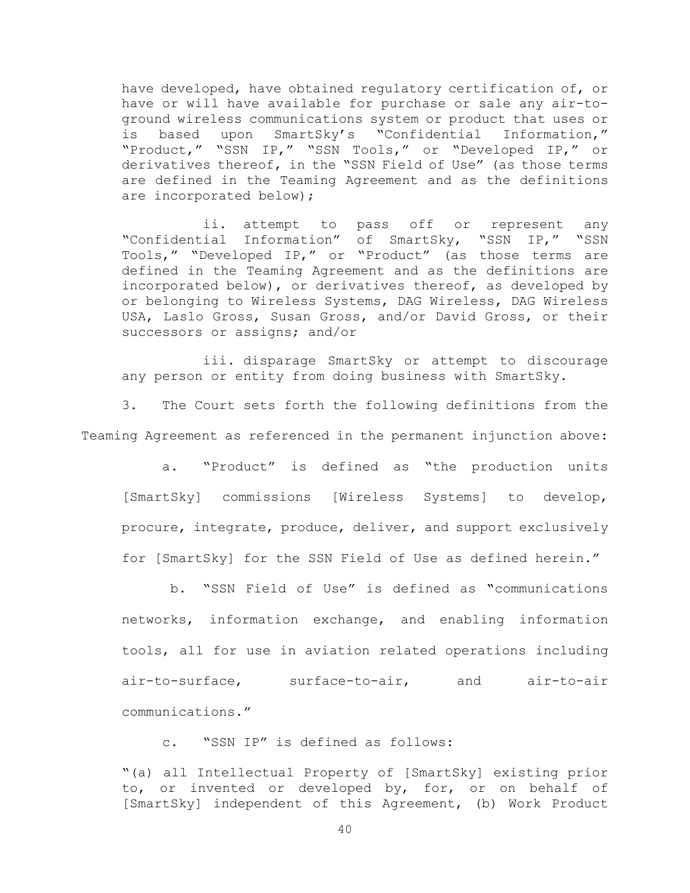have developed, have obtained regulatory certification of, or have or will have available for purchase or sale any air-to-ground wireless communications system or product that uses or is based upon SmartSky's "Confidential Information," "Product," "SSN IP," "SSN Tools," or "Developed IP," or derivatives thereof, in the "SSN Field of Use" (as those terms are defined in the Teaming Agreement and as the definitions are incorporated below);

ii. attempt to pass off or represent any "Confidential Information" of SmartSky, "SSN IP," "SSN Tools," "Developed IP," or "Product" (as those terms are defined in the Teaming Agreement and as the definitions are incorporated below), or derivatives thereof, as developed by or belonging to Wireless Systems, DAG Wireless, DAG Wireless USA, Laslo Gross, Susan Gross, and/or David Gross, or their successors or assigns; and/or

iii. disparage SmartSky or attempt to discourage any person or entity from doing business with SmartSky.

3. The Court sets forth the following definitions from the Teaming Agreement as referenced in the permanent injunction above:

a. "Product" is defined as "the production units [SmartSky] commissions [Wireless Systems] to develop, procure, integrate, produce, deliver, and support exclusively for [SmartSky] for the SSN Field of Use as defined herein."

b. "SSN Field of Use" is defined as "communications networks, information exchange, and enabling information tools, all for use in aviation related operations including air-to-surface, surface-to-air, and air-to-air communications."

c. "SSN IP" is defined as follows:

"(a) all Intellectual Property of [SmartSky] existing prior to, or invented or developed by, for, or on behalf of [SmartSky] independent of this Agreement, (b) Work Product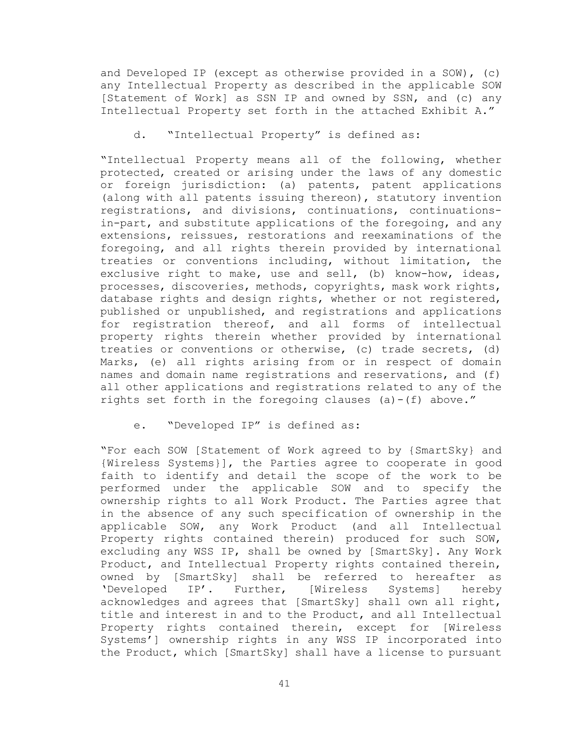and Developed IP (except as otherwise provided in a SOW), (c) any Intellectual Property as described in the applicable SOW [Statement of Work] as SSN IP and owned by SSN, and (c) any Intellectual Property set forth in the attached Exhibit A."

d. "Intellectual Property" is defined as:

"Intellectual Property means all of the following, whether protected, created or arising under the laws of any domestic or foreign jurisdiction: (a) patents, patent applications (along with all patents issuing thereon), statutory invention registrations, and divisions, continuations, continuations-in-part, and substitute applications of the foregoing, and any extensions, reissues, restorations and reexaminations of the foregoing, and all rights therein provided by international treaties or conventions including, without limitation, the exclusive right to make, use and sell, (b) know-how, ideas, processes, discoveries, methods, copyrights, mask work rights, database rights and design rights, whether or not registered, published or unpublished, and registrations and applications for registration thereof, and all forms of intellectual property rights therein whether provided by international treaties or conventions or otherwise, (c) trade secrets, (d) Marks, (e) all rights arising from or in respect of domain names and domain name registrations and reservations, and (f) all other applications and registrations related to any of the rights set forth in the foregoing clauses (a)-(f) above."

e. "Developed IP" is defined as:

"For each SOW [Statement of Work agreed to by {SmartSky} and {Wireless Systems}], the Parties agree to cooperate in good faith to identify and detail the scope of the work to be performed under the applicable SOW and to specify the ownership rights to all Work Product. The Parties agree that in the absence of any such specification of ownership in the applicable SOW, any Work Product (and all Intellectual Property rights contained therein) produced for such SOW, excluding any WSS IP, shall be owned by [SmartSky]. Any Work Product, and Intellectual Property rights contained therein, owned by [SmartSky] shall be referred to hereafter as 'Developed IP'. Further, [Wireless Systems] hereby acknowledges and agrees that [SmartSky] shall own all right, title and interest in and to the Product, and all Intellectual Property rights contained therein, except for [Wireless Systems'] ownership rights in any WSS IP incorporated into the Product, which [SmartSky] shall have a license to pursuant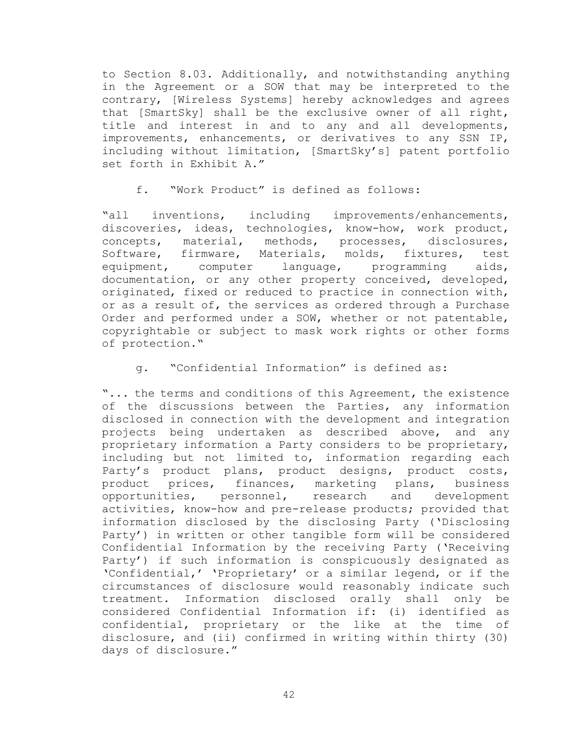to Section 8.03. Additionally, and notwithstanding anything in the Agreement or a SOW that may be interpreted to the contrary, [Wireless Systems] hereby acknowledges and agrees that [SmartSky] shall be the exclusive owner of all right, title and interest in and to any and all developments, improvements, enhancements, or derivatives to any SSN IP, including without limitation, [SmartSky's] patent portfolio set forth in Exhibit A."

f. "Work Product" is defined as follows:

"all inventions, including improvements/enhancements, discoveries, ideas, technologies, know-how, work product, concepts, material, methods, processes, disclosures, Software, firmware, Materials, molds, fixtures, test equipment, computer language, programming aids, documentation, or any other property conceived, developed, originated, fixed or reduced to practice in connection with, or as a result of, the services as ordered through a Purchase Order and performed under a SOW, whether or not patentable, copyrightable or subject to mask work rights or other forms of protection."

g. "Confidential Information" is defined as:

"... the terms and conditions of this Agreement, the existence of the discussions between the Parties, any information disclosed in connection with the development and integration projects being undertaken as described above, and any proprietary information a Party considers to be proprietary, including but not limited to, information regarding each Party's product plans, product designs, product costs, product prices, finances, marketing plans, business opportunities, personnel, research and development activities, know-how and pre-release products; provided that information disclosed by the disclosing Party ('Disclosing Party') in written or other tangible form will be considered Confidential Information by the receiving Party ('Receiving Party') if such information is conspicuously designated as 'Confidential,' 'Proprietary' or a similar legend, or if the circumstances of disclosure would reasonably indicate such treatment. Information disclosed orally shall only be considered Confidential Information if: (i) identified as confidential, proprietary or the like at the time of disclosure, and (ii) confirmed in writing within thirty (30) days of disclosure."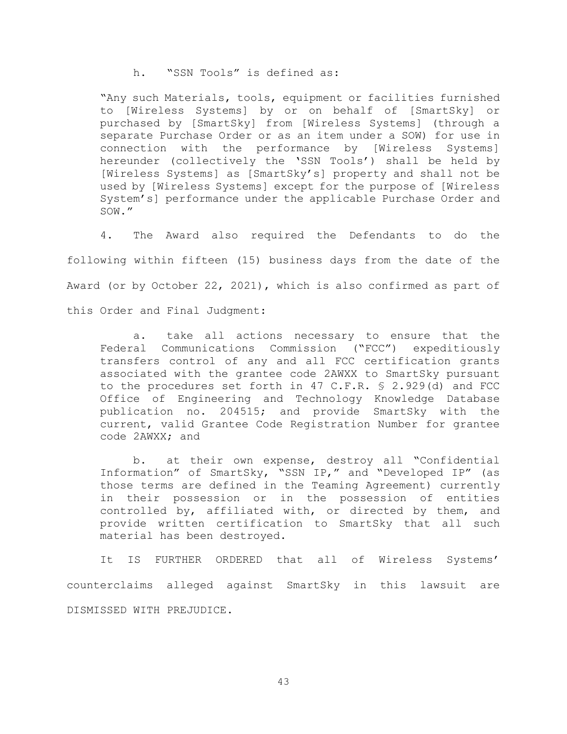h. "SSN Tools" is defined as:

> "Any such Materials, tools, equipment or facilities furnished to [Wireless Systems] by or on behalf of [SmartSky] or purchased by [SmartSky] from [Wireless Systems] (through a separate Purchase Order or as an item under a SOW) for use in connection with the performance by [Wireless Systems] hereunder (collectively the 'SSN Tools') shall be held by [Wireless Systems] as [SmartSky's] property and shall not be used by [Wireless Systems] except for the purpose of [Wireless System's] performance under the applicable Purchase Order and SOW."

4. The Award also required the Defendants to do the following within fifteen (15) business days from the date of the Award (or by October 22, 2021), which is also confirmed as part of this Order and Final Judgment:

> a. take all actions necessary to ensure that the Federal Communications Commission ("FCC") expeditiously transfers control of any and all FCC certification grants associated with the grantee code 2AWXX to SmartSky pursuant to the procedures set forth in 47 C.F.R. § 2.929(d) and FCC Office of Engineering and Technology Knowledge Database publication no. 204515; and provide SmartSky with the current, valid Grantee Code Registration Number for grantee code 2AWXX; and
>
> b. at their own expense, destroy all "Confidential Information" of SmartSky, "SSN IP," and "Developed IP" (as those terms are defined in the Teaming Agreement) currently in their possession or in the possession of entities controlled by, affiliated with, or directed by them, and provide written certification to SmartSky that all such material has been destroyed.

It IS FURTHER ORDERED that all of Wireless Systems' counterclaims alleged against SmartSky in this lawsuit are DISMISSED WITH PREJUDICE.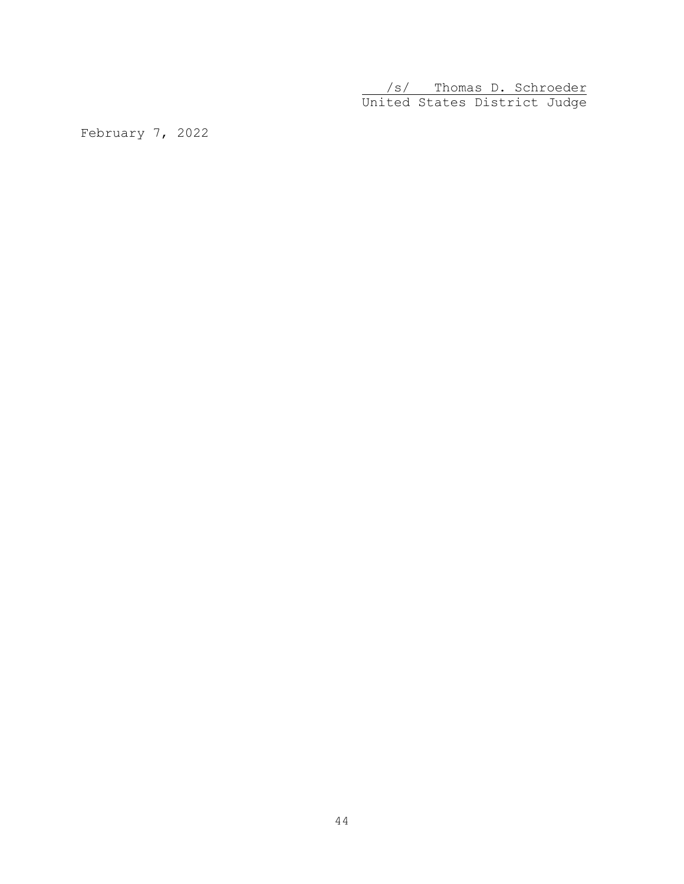/s/ Thomas D. Schroeder
United States District Judge

February 7, 2022